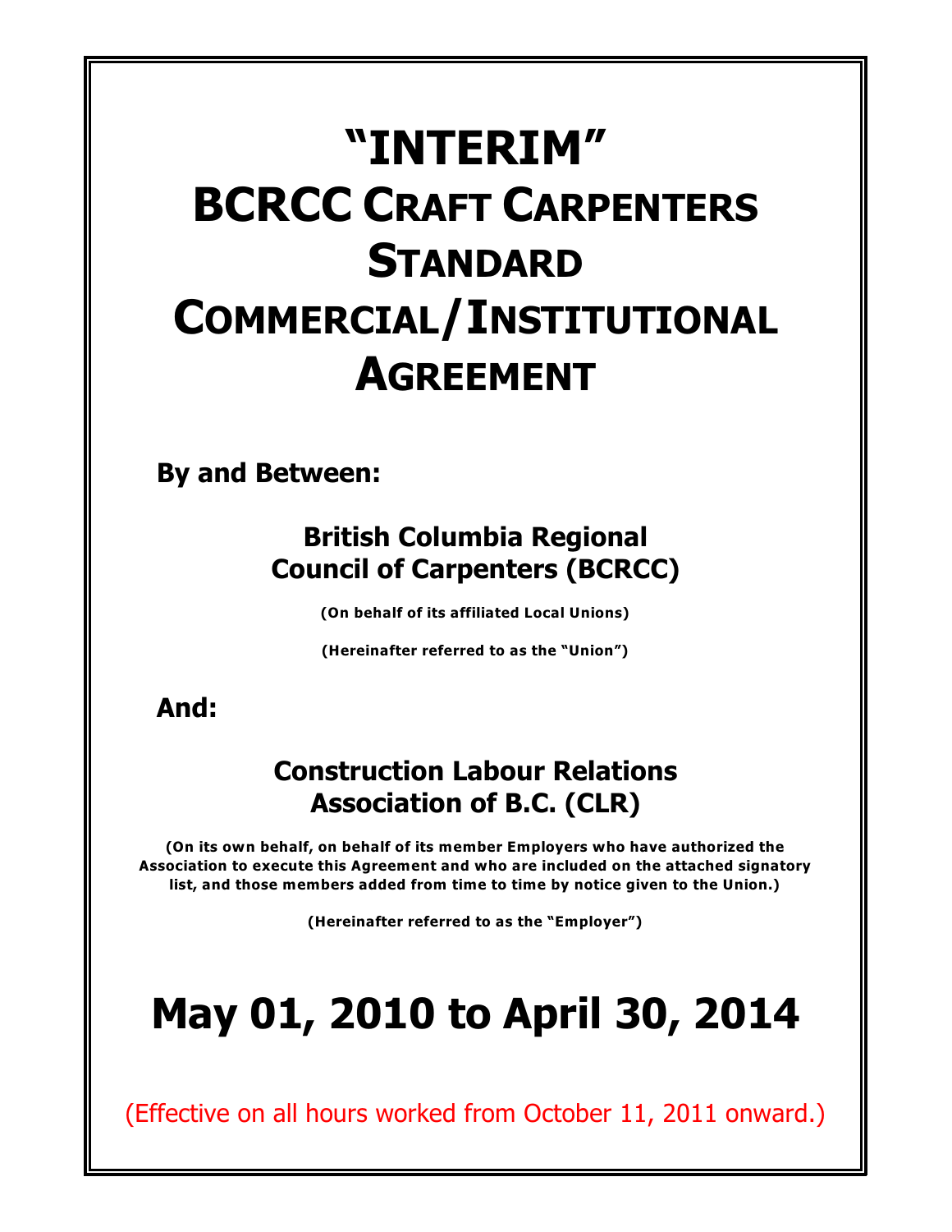# "INTERIM" BCRCC CRAFT CARPENTERS STANDARD COMMERCIAL/INSTITUTIONAL AGREEMENT

**By and Between:**

**British Columbia Regional Council of Carpenters (BCRCC)**

**(On behalf of its affiliated Local Unions)**

**(Hereinafter referred to as the "Union")**

**And:**

**Construction Labour Relations Association of B.C. (CLR)**

**(On its own behalf, on behalf of its member Employers who have authorized the Association to execute this Agreement and who are included on the attached signatory list, and those members added from time to time by notice given to the Union.)**

**(Hereinafter referred to as the "Employer")**

# May 01, 2010 to April 30, 2014

(Effective on all hours worked from October 11, 2011 onward.)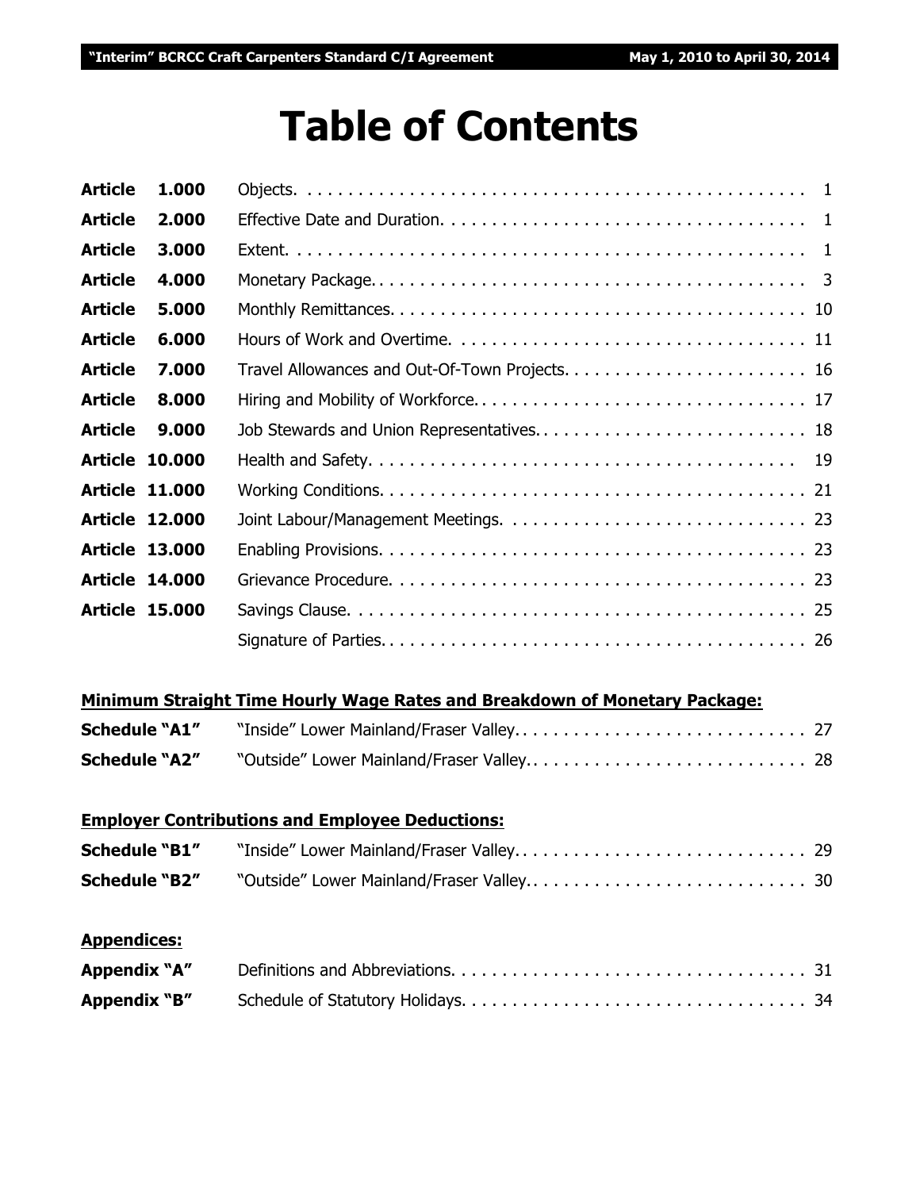# Table of Contents

| | | |
|---|---|---|
| **Article 1.000** | Objects. | 1 |
| **Article 2.000** | Effective Date and Duration. | 1 |
| **Article 3.000** | Extent. | 1 |
| **Article 4.000** | Monetary Package. | 3 |
| **Article 5.000** | Monthly Remittances. | 10 |
| **Article 6.000** | Hours of Work and Overtime. | 11 |
| **Article 7.000** | Travel Allowances and Out-Of-Town Projects. | 16 |
| **Article 8.000** | Hiring and Mobility of Workforce. | 17 |
| **Article 9.000** | Job Stewards and Union Representatives. | 18 |
| **Article 10.000** | Health and Safety. | 19 |
| **Article 11.000** | Working Conditions. | 21 |
| **Article 12.000** | Joint Labour/Management Meetings. | 23 |
| **Article 13.000** | Enabling Provisions. | 23 |
| **Article 14.000** | Grievance Procedure. | 23 |
| **Article 15.000** | Savings Clause. | 25 |
| | Signature of Parties. | 26 |

**Minimum Straight Time Hourly Wage Rates and Breakdown of Monetary Package:**

| | | |
|---|---|---|
| **Schedule "A1"** | "Inside" Lower Mainland/Fraser Valley. | 27 |
| **Schedule "A2"** | "Outside" Lower Mainland/Fraser Valley. | 28 |

**Employer Contributions and Employee Deductions:**

| | | |
|---|---|---|
| **Schedule "B1"** | "Inside" Lower Mainland/Fraser Valley. | 29 |
| **Schedule "B2"** | "Outside" Lower Mainland/Fraser Valley. | 30 |

**Appendices:**

| | | |
|---|---|---|
| **Appendix "A"** | Definitions and Abbreviations. | 31 |
| **Appendix "B"** | Schedule of Statutory Holidays. | 34 |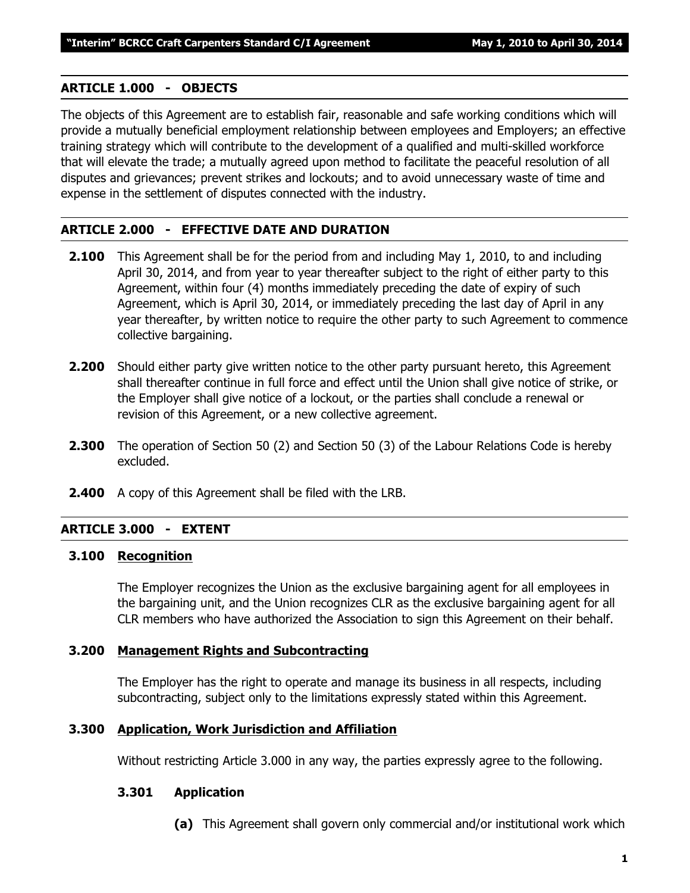## ARTICLE 1.000 - OBJECTS

The objects of this Agreement are to establish fair, reasonable and safe working conditions which will provide a mutually beneficial employment relationship between employees and Employers; an effective training strategy which will contribute to the development of a qualified and multi-skilled workforce that will elevate the trade; a mutually agreed upon method to facilitate the peaceful resolution of all disputes and grievances; prevent strikes and lockouts; and to avoid unnecessary waste of time and expense in the settlement of disputes connected with the industry.

## ARTICLE 2.000 - EFFECTIVE DATE AND DURATION

**2.100** This Agreement shall be for the period from and including May 1, 2010, to and including April 30, 2014, and from year to year thereafter subject to the right of either party to this Agreement, within four (4) months immediately preceding the date of expiry of such Agreement, which is April 30, 2014, or immediately preceding the last day of April in any year thereafter, by written notice to require the other party to such Agreement to commence collective bargaining.

**2.200** Should either party give written notice to the other party pursuant hereto, this Agreement shall thereafter continue in full force and effect until the Union shall give notice of strike, or the Employer shall give notice of a lockout, or the parties shall conclude a renewal or revision of this Agreement, or a new collective agreement.

**2.300** The operation of Section 50 (2) and Section 50 (3) of the Labour Relations Code is hereby excluded.

**2.400** A copy of this Agreement shall be filed with the LRB.

## ARTICLE 3.000 - EXTENT

### 3.100 Recognition

The Employer recognizes the Union as the exclusive bargaining agent for all employees in the bargaining unit, and the Union recognizes CLR as the exclusive bargaining agent for all CLR members who have authorized the Association to sign this Agreement on their behalf.

### 3.200 Management Rights and Subcontracting

The Employer has the right to operate and manage its business in all respects, including subcontracting, subject only to the limitations expressly stated within this Agreement.

### 3.300 Application, Work Jurisdiction and Affiliation

Without restricting Article 3.000 in any way, the parties expressly agree to the following.

#### 3.301 Application

**(a)** This Agreement shall govern only commercial and/or institutional work which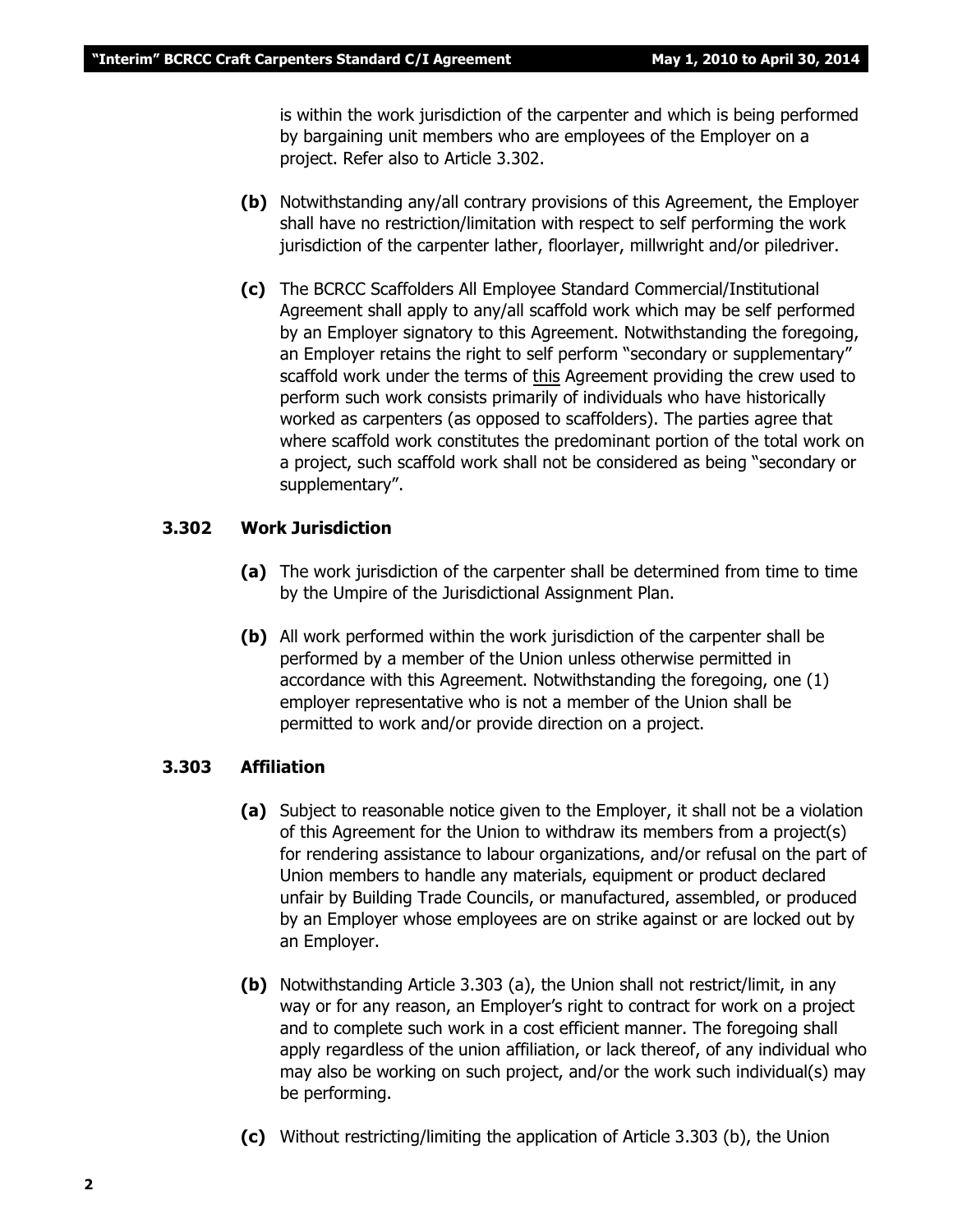is within the work jurisdiction of the carpenter and which is being performed by bargaining unit members who are employees of the Employer on a project. Refer also to Article 3.302.

**(b)** Notwithstanding any/all contrary provisions of this Agreement, the Employer shall have no restriction/limitation with respect to self performing the work jurisdiction of the carpenter lather, floorlayer, millwright and/or piledriver.

**(c)** The BCRCC Scaffolders All Employee Standard Commercial/Institutional Agreement shall apply to any/all scaffold work which may be self performed by an Employer signatory to this Agreement. Notwithstanding the foregoing, an Employer retains the right to self perform "secondary or supplementary" scaffold work under the terms of this Agreement providing the crew used to perform such work consists primarily of individuals who have historically worked as carpenters (as opposed to scaffolders). The parties agree that where scaffold work constitutes the predominant portion of the total work on a project, such scaffold work shall not be considered as being "secondary or supplementary".

### 3.302 Work Jurisdiction

**(a)** The work jurisdiction of the carpenter shall be determined from time to time by the Umpire of the Jurisdictional Assignment Plan.

**(b)** All work performed within the work jurisdiction of the carpenter shall be performed by a member of the Union unless otherwise permitted in accordance with this Agreement. Notwithstanding the foregoing, one (1) employer representative who is not a member of the Union shall be permitted to work and/or provide direction on a project.

### 3.303 Affiliation

**(a)** Subject to reasonable notice given to the Employer, it shall not be a violation of this Agreement for the Union to withdraw its members from a project(s) for rendering assistance to labour organizations, and/or refusal on the part of Union members to handle any materials, equipment or product declared unfair by Building Trade Councils, or manufactured, assembled, or produced by an Employer whose employees are on strike against or are locked out by an Employer.

**(b)** Notwithstanding Article 3.303 (a), the Union shall not restrict/limit, in any way or for any reason, an Employer's right to contract for work on a project and to complete such work in a cost efficient manner. The foregoing shall apply regardless of the union affiliation, or lack thereof, of any individual who may also be working on such project, and/or the work such individual(s) may be performing.

**(c)** Without restricting/limiting the application of Article 3.303 (b), the Union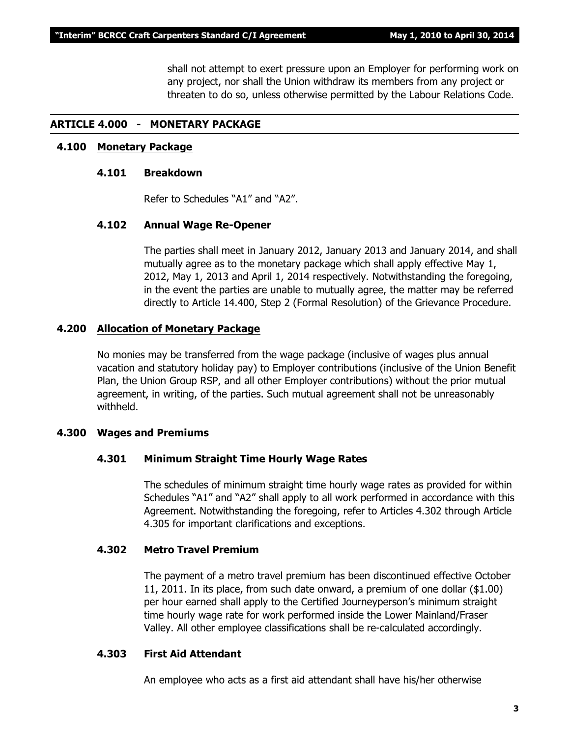shall not attempt to exert pressure upon an Employer for performing work on any project, nor shall the Union withdraw its members from any project or threaten to do so, unless otherwise permitted by the Labour Relations Code.

## ARTICLE 4.000 - MONETARY PACKAGE

### 4.100 Monetary Package

#### 4.101 Breakdown

Refer to Schedules "A1" and "A2".

#### 4.102 Annual Wage Re-Opener

The parties shall meet in January 2012, January 2013 and January 2014, and shall mutually agree as to the monetary package which shall apply effective May 1, 2012, May 1, 2013 and April 1, 2014 respectively. Notwithstanding the foregoing, in the event the parties are unable to mutually agree, the matter may be referred directly to Article 14.400, Step 2 (Formal Resolution) of the Grievance Procedure.

### 4.200 Allocation of Monetary Package

No monies may be transferred from the wage package (inclusive of wages plus annual vacation and statutory holiday pay) to Employer contributions (inclusive of the Union Benefit Plan, the Union Group RSP, and all other Employer contributions) without the prior mutual agreement, in writing, of the parties. Such mutual agreement shall not be unreasonably withheld.

### 4.300 Wages and Premiums

#### 4.301 Minimum Straight Time Hourly Wage Rates

The schedules of minimum straight time hourly wage rates as provided for within Schedules "A1" and "A2" shall apply to all work performed in accordance with this Agreement. Notwithstanding the foregoing, refer to Articles 4.302 through Article 4.305 for important clarifications and exceptions.

#### 4.302 Metro Travel Premium

The payment of a metro travel premium has been discontinued effective October 11, 2011. In its place, from such date onward, a premium of one dollar ($1.00) per hour earned shall apply to the Certified Journeyperson's minimum straight time hourly wage rate for work performed inside the Lower Mainland/Fraser Valley. All other employee classifications shall be re-calculated accordingly.

#### 4.303 First Aid Attendant

An employee who acts as a first aid attendant shall have his/her otherwise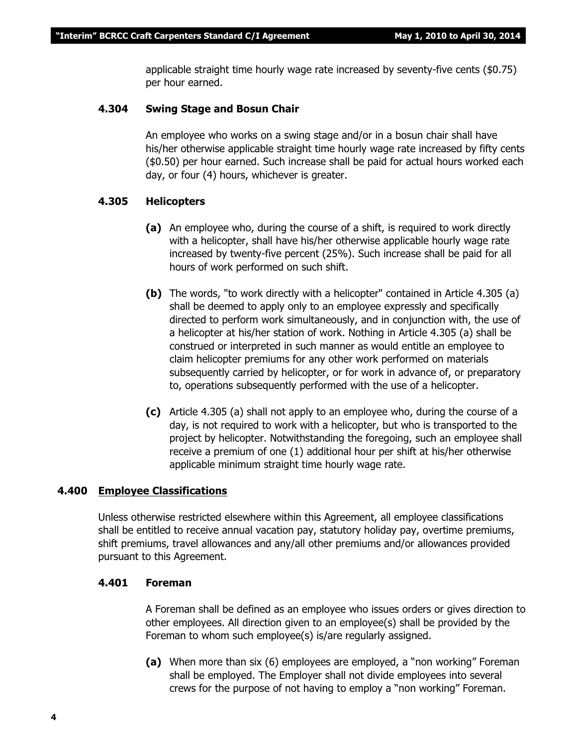applicable straight time hourly wage rate increased by seventy-five cents ($0.75) per hour earned.

### 4.304 Swing Stage and Bosun Chair

An employee who works on a swing stage and/or in a bosun chair shall have his/her otherwise applicable straight time hourly wage rate increased by fifty cents ($0.50) per hour earned. Such increase shall be paid for actual hours worked each day, or four (4) hours, whichever is greater.

### 4.305 Helicopters

**(a)** An employee who, during the course of a shift, is required to work directly with a helicopter, shall have his/her otherwise applicable hourly wage rate increased by twenty-five percent (25%). Such increase shall be paid for all hours of work performed on such shift.

**(b)** The words, "to work directly with a helicopter" contained in Article 4.305 (a) shall be deemed to apply only to an employee expressly and specifically directed to perform work simultaneously, and in conjunction with, the use of a helicopter at his/her station of work. Nothing in Article 4.305 (a) shall be construed or interpreted in such manner as would entitle an employee to claim helicopter premiums for any other work performed on materials subsequently carried by helicopter, or for work in advance of, or preparatory to, operations subsequently performed with the use of a helicopter.

**(c)** Article 4.305 (a) shall not apply to an employee who, during the course of a day, is not required to work with a helicopter, but who is transported to the project by helicopter. Notwithstanding the foregoing, such an employee shall receive a premium of one (1) additional hour per shift at his/her otherwise applicable minimum straight time hourly wage rate.

## 4.400 Employee Classifications

Unless otherwise restricted elsewhere within this Agreement, all employee classifications shall be entitled to receive annual vacation pay, statutory holiday pay, overtime premiums, shift premiums, travel allowances and any/all other premiums and/or allowances provided pursuant to this Agreement.

### 4.401 Foreman

A Foreman shall be defined as an employee who issues orders or gives direction to other employees. All direction given to an employee(s) shall be provided by the Foreman to whom such employee(s) is/are regularly assigned.

**(a)** When more than six (6) employees are employed, a "non working" Foreman shall be employed. The Employer shall not divide employees into several crews for the purpose of not having to employ a "non working" Foreman.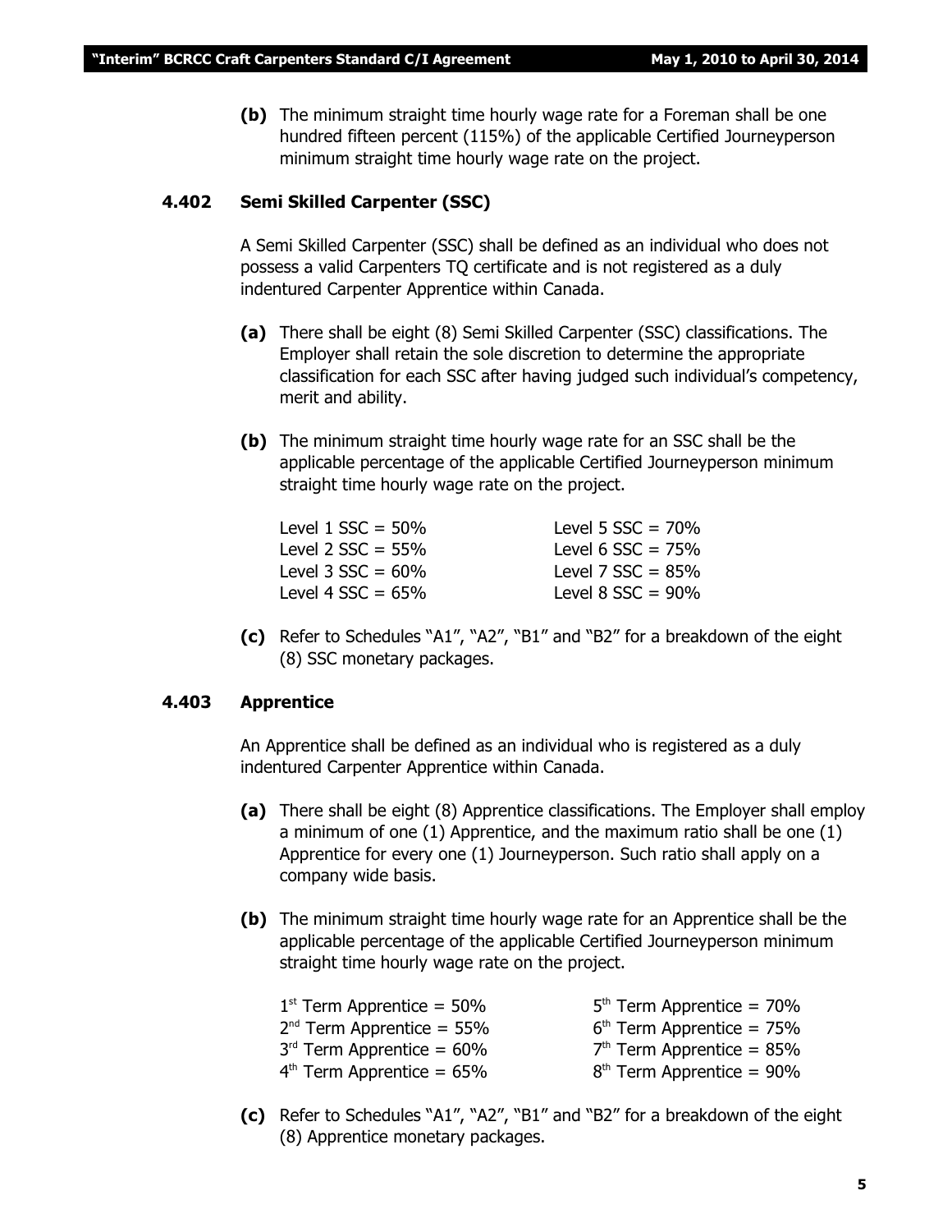**(b)** The minimum straight time hourly wage rate for a Foreman shall be one hundred fifteen percent (115%) of the applicable Certified Journeyperson minimum straight time hourly wage rate on the project.

### 4.402 Semi Skilled Carpenter (SSC)

A Semi Skilled Carpenter (SSC) shall be defined as an individual who does not possess a valid Carpenters TQ certificate and is not registered as a duly indentured Carpenter Apprentice within Canada.

**(a)** There shall be eight (8) Semi Skilled Carpenter (SSC) classifications. The Employer shall retain the sole discretion to determine the appropriate classification for each SSC after having judged such individual's competency, merit and ability.

**(b)** The minimum straight time hourly wage rate for an SSC shall be the applicable percentage of the applicable Certified Journeyperson minimum straight time hourly wage rate on the project.

| | |
|---|---|
| Level 1 SSC = 50% | Level 5 SSC = 70% |
| Level 2 SSC = 55% | Level 6 SSC = 75% |
| Level 3 SSC = 60% | Level 7 SSC = 85% |
| Level 4 SSC = 65% | Level 8 SSC = 90% |

**(c)** Refer to Schedules "A1", "A2", "B1" and "B2" for a breakdown of the eight (8) SSC monetary packages.

### 4.403 Apprentice

An Apprentice shall be defined as an individual who is registered as a duly indentured Carpenter Apprentice within Canada.

**(a)** There shall be eight (8) Apprentice classifications. The Employer shall employ a minimum of one (1) Apprentice, and the maximum ratio shall be one (1) Apprentice for every one (1) Journeyperson. Such ratio shall apply on a company wide basis.

**(b)** The minimum straight time hourly wage rate for an Apprentice shall be the applicable percentage of the applicable Certified Journeyperson minimum straight time hourly wage rate on the project.

| | |
|---|---|
| 1st Term Apprentice = 50% | 5th Term Apprentice = 70% |
| 2nd Term Apprentice = 55% | 6th Term Apprentice = 75% |
| 3rd Term Apprentice = 60% | 7th Term Apprentice = 85% |
| 4th Term Apprentice = 65% | 8th Term Apprentice = 90% |

**(c)** Refer to Schedules "A1", "A2", "B1" and "B2" for a breakdown of the eight (8) Apprentice monetary packages.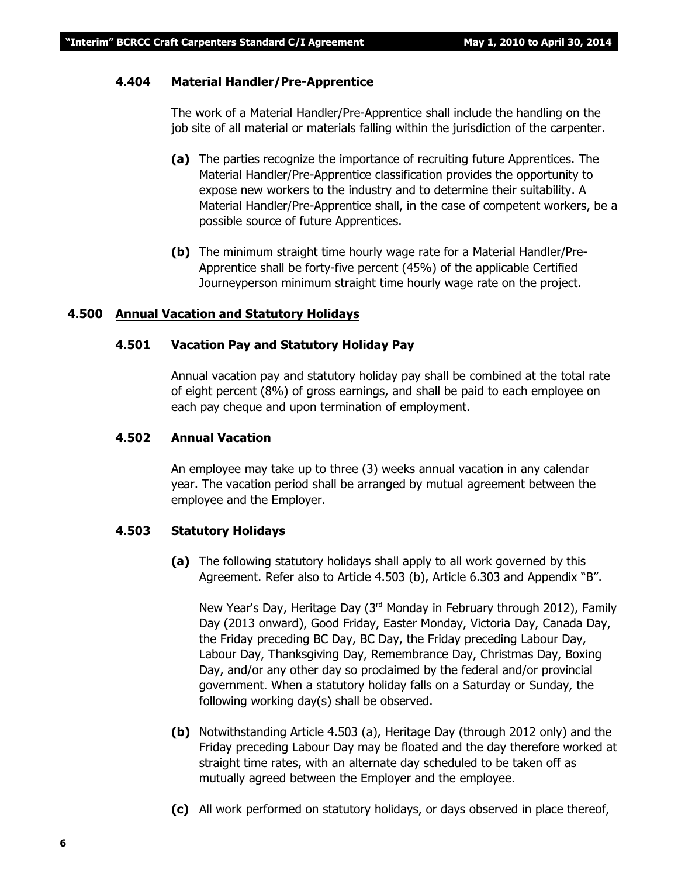### 4.404 Material Handler/Pre-Apprentice

The work of a Material Handler/Pre-Apprentice shall include the handling on the job site of all material or materials falling within the jurisdiction of the carpenter.

**(a)** The parties recognize the importance of recruiting future Apprentices. The Material Handler/Pre-Apprentice classification provides the opportunity to expose new workers to the industry and to determine their suitability. A Material Handler/Pre-Apprentice shall, in the case of competent workers, be a possible source of future Apprentices.

**(b)** The minimum straight time hourly wage rate for a Material Handler/Pre-Apprentice shall be forty-five percent (45%) of the applicable Certified Journeyperson minimum straight time hourly wage rate on the project.

## 4.500 Annual Vacation and Statutory Holidays

### 4.501 Vacation Pay and Statutory Holiday Pay

Annual vacation pay and statutory holiday pay shall be combined at the total rate of eight percent (8%) of gross earnings, and shall be paid to each employee on each pay cheque and upon termination of employment.

### 4.502 Annual Vacation

An employee may take up to three (3) weeks annual vacation in any calendar year. The vacation period shall be arranged by mutual agreement between the employee and the Employer.

### 4.503 Statutory Holidays

**(a)** The following statutory holidays shall apply to all work governed by this Agreement. Refer also to Article 4.503 (b), Article 6.303 and Appendix "B".

New Year's Day, Heritage Day (3rd Monday in February through 2012), Family Day (2013 onward), Good Friday, Easter Monday, Victoria Day, Canada Day, the Friday preceding BC Day, BC Day, the Friday preceding Labour Day, Labour Day, Thanksgiving Day, Remembrance Day, Christmas Day, Boxing Day, and/or any other day so proclaimed by the federal and/or provincial government. When a statutory holiday falls on a Saturday or Sunday, the following working day(s) shall be observed.

**(b)** Notwithstanding Article 4.503 (a), Heritage Day (through 2012 only) and the Friday preceding Labour Day may be floated and the day therefore worked at straight time rates, with an alternate day scheduled to be taken off as mutually agreed between the Employer and the employee.

**(c)** All work performed on statutory holidays, or days observed in place thereof,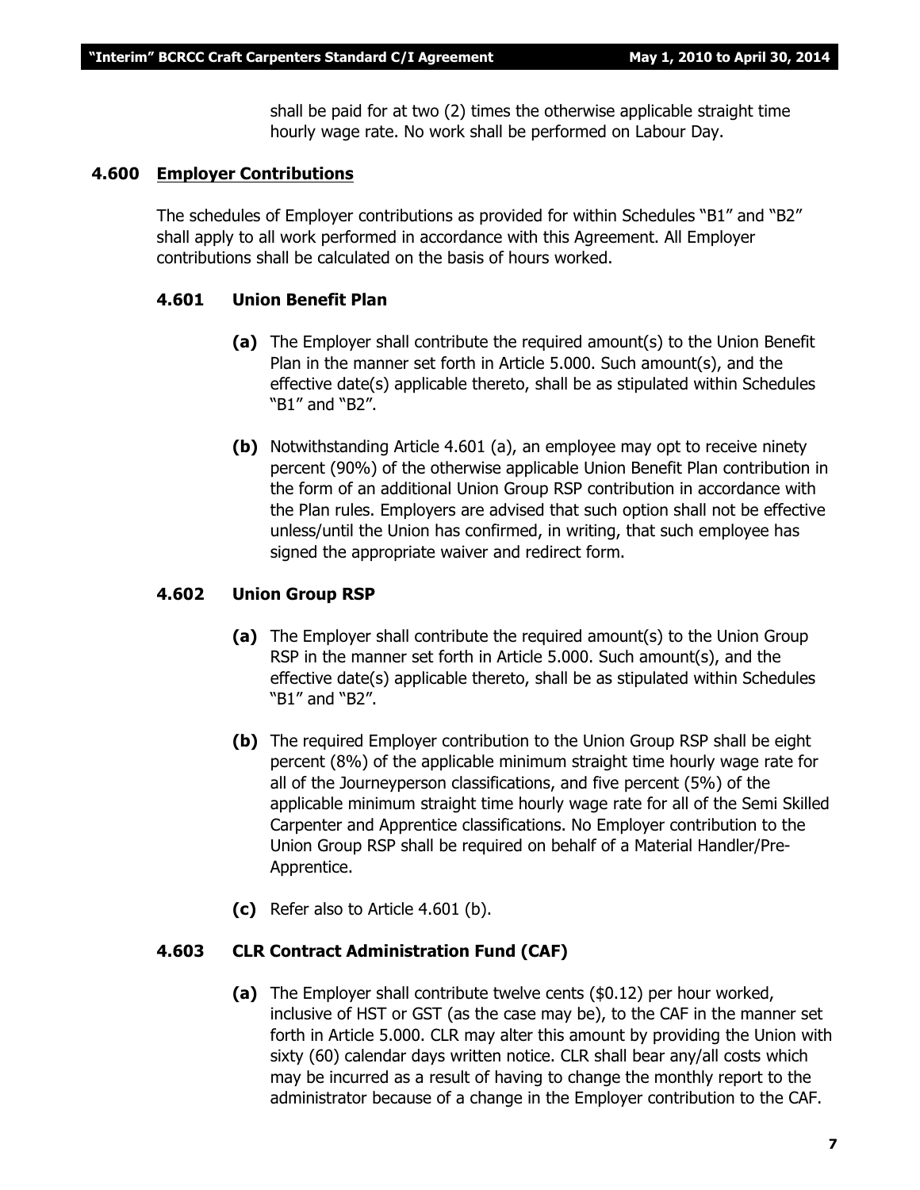shall be paid for at two (2) times the otherwise applicable straight time hourly wage rate. No work shall be performed on Labour Day.

## 4.600 Employer Contributions

The schedules of Employer contributions as provided for within Schedules "B1" and "B2" shall apply to all work performed in accordance with this Agreement. All Employer contributions shall be calculated on the basis of hours worked.

### 4.601 Union Benefit Plan

**(a)** The Employer shall contribute the required amount(s) to the Union Benefit Plan in the manner set forth in Article 5.000. Such amount(s), and the effective date(s) applicable thereto, shall be as stipulated within Schedules "B1" and "B2".

**(b)** Notwithstanding Article 4.601 (a), an employee may opt to receive ninety percent (90%) of the otherwise applicable Union Benefit Plan contribution in the form of an additional Union Group RSP contribution in accordance with the Plan rules. Employers are advised that such option shall not be effective unless/until the Union has confirmed, in writing, that such employee has signed the appropriate waiver and redirect form.

### 4.602 Union Group RSP

**(a)** The Employer shall contribute the required amount(s) to the Union Group RSP in the manner set forth in Article 5.000. Such amount(s), and the effective date(s) applicable thereto, shall be as stipulated within Schedules "B1" and "B2".

**(b)** The required Employer contribution to the Union Group RSP shall be eight percent (8%) of the applicable minimum straight time hourly wage rate for all of the Journeyperson classifications, and five percent (5%) of the applicable minimum straight time hourly wage rate for all of the Semi Skilled Carpenter and Apprentice classifications. No Employer contribution to the Union Group RSP shall be required on behalf of a Material Handler/Pre-Apprentice.

**(c)** Refer also to Article 4.601 (b).

### 4.603 CLR Contract Administration Fund (CAF)

**(a)** The Employer shall contribute twelve cents ($0.12) per hour worked, inclusive of HST or GST (as the case may be), to the CAF in the manner set forth in Article 5.000. CLR may alter this amount by providing the Union with sixty (60) calendar days written notice. CLR shall bear any/all costs which may be incurred as a result of having to change the monthly report to the administrator because of a change in the Employer contribution to the CAF.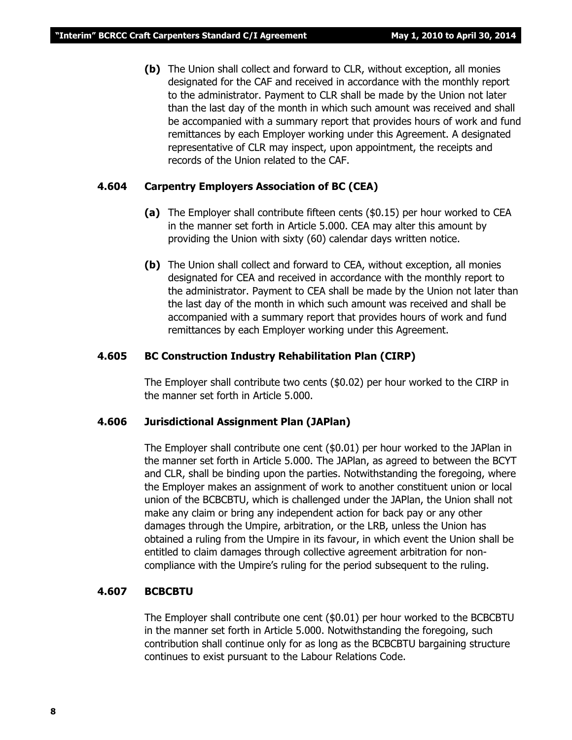**(b)** The Union shall collect and forward to CLR, without exception, all monies designated for the CAF and received in accordance with the monthly report to the administrator. Payment to CLR shall be made by the Union not later than the last day of the month in which such amount was received and shall be accompanied with a summary report that provides hours of work and fund remittances by each Employer working under this Agreement. A designated representative of CLR may inspect, upon appointment, the receipts and records of the Union related to the CAF.

### 4.604 Carpentry Employers Association of BC (CEA)

**(a)** The Employer shall contribute fifteen cents ($0.15) per hour worked to CEA in the manner set forth in Article 5.000. CEA may alter this amount by providing the Union with sixty (60) calendar days written notice.

**(b)** The Union shall collect and forward to CEA, without exception, all monies designated for CEA and received in accordance with the monthly report to the administrator. Payment to CEA shall be made by the Union not later than the last day of the month in which such amount was received and shall be accompanied with a summary report that provides hours of work and fund remittances by each Employer working under this Agreement.

### 4.605 BC Construction Industry Rehabilitation Plan (CIRP)

The Employer shall contribute two cents ($0.02) per hour worked to the CIRP in the manner set forth in Article 5.000.

### 4.606 Jurisdictional Assignment Plan (JAPlan)

The Employer shall contribute one cent ($0.01) per hour worked to the JAPlan in the manner set forth in Article 5.000. The JAPlan, as agreed to between the BCYT and CLR, shall be binding upon the parties. Notwithstanding the foregoing, where the Employer makes an assignment of work to another constituent union or local union of the BCBCBTU, which is challenged under the JAPlan, the Union shall not make any claim or bring any independent action for back pay or any other damages through the Umpire, arbitration, or the LRB, unless the Union has obtained a ruling from the Umpire in its favour, in which event the Union shall be entitled to claim damages through collective agreement arbitration for non-compliance with the Umpire's ruling for the period subsequent to the ruling.

### 4.607 BCBCBTU

The Employer shall contribute one cent ($0.01) per hour worked to the BCBCBTU in the manner set forth in Article 5.000. Notwithstanding the foregoing, such contribution shall continue only for as long as the BCBCBTU bargaining structure continues to exist pursuant to the Labour Relations Code.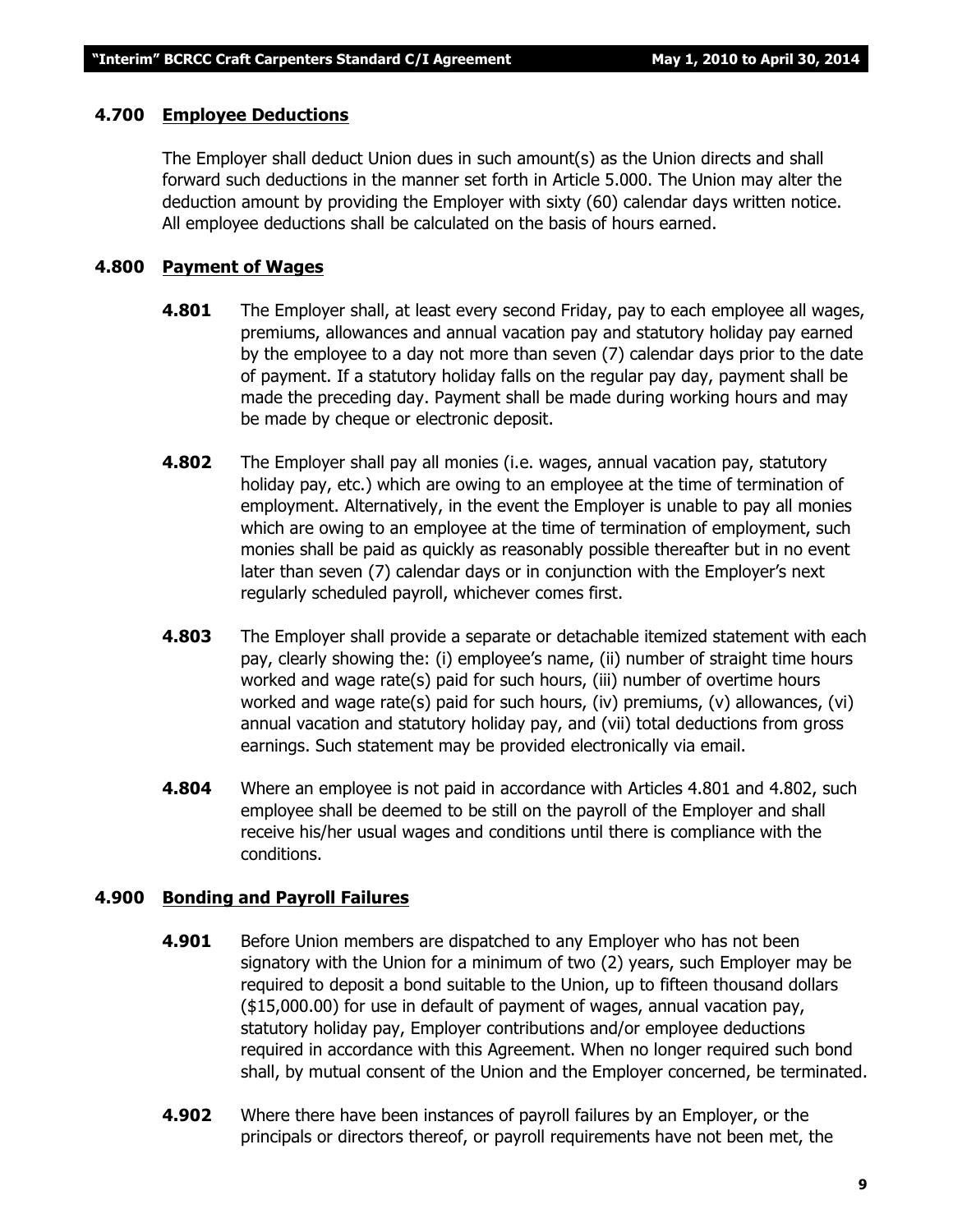### 4.700 Employee Deductions

The Employer shall deduct Union dues in such amount(s) as the Union directs and shall forward such deductions in the manner set forth in Article 5.000. The Union may alter the deduction amount by providing the Employer with sixty (60) calendar days written notice. All employee deductions shall be calculated on the basis of hours earned.

### 4.800 Payment of Wages

**4.801** The Employer shall, at least every second Friday, pay to each employee all wages, premiums, allowances and annual vacation pay and statutory holiday pay earned by the employee to a day not more than seven (7) calendar days prior to the date of payment. If a statutory holiday falls on the regular pay day, payment shall be made the preceding day. Payment shall be made during working hours and may be made by cheque or electronic deposit.

**4.802** The Employer shall pay all monies (i.e. wages, annual vacation pay, statutory holiday pay, etc.) which are owing to an employee at the time of termination of employment. Alternatively, in the event the Employer is unable to pay all monies which are owing to an employee at the time of termination of employment, such monies shall be paid as quickly as reasonably possible thereafter but in no event later than seven (7) calendar days or in conjunction with the Employer's next regularly scheduled payroll, whichever comes first.

**4.803** The Employer shall provide a separate or detachable itemized statement with each pay, clearly showing the: (i) employee's name, (ii) number of straight time hours worked and wage rate(s) paid for such hours, (iii) number of overtime hours worked and wage rate(s) paid for such hours, (iv) premiums, (v) allowances, (vi) annual vacation and statutory holiday pay, and (vii) total deductions from gross earnings. Such statement may be provided electronically via email.

**4.804** Where an employee is not paid in accordance with Articles 4.801 and 4.802, such employee shall be deemed to be still on the payroll of the Employer and shall receive his/her usual wages and conditions until there is compliance with the conditions.

### 4.900 Bonding and Payroll Failures

**4.901** Before Union members are dispatched to any Employer who has not been signatory with the Union for a minimum of two (2) years, such Employer may be required to deposit a bond suitable to the Union, up to fifteen thousand dollars ($15,000.00) for use in default of payment of wages, annual vacation pay, statutory holiday pay, Employer contributions and/or employee deductions required in accordance with this Agreement. When no longer required such bond shall, by mutual consent of the Union and the Employer concerned, be terminated.

**4.902** Where there have been instances of payroll failures by an Employer, or the principals or directors thereof, or payroll requirements have not been met, the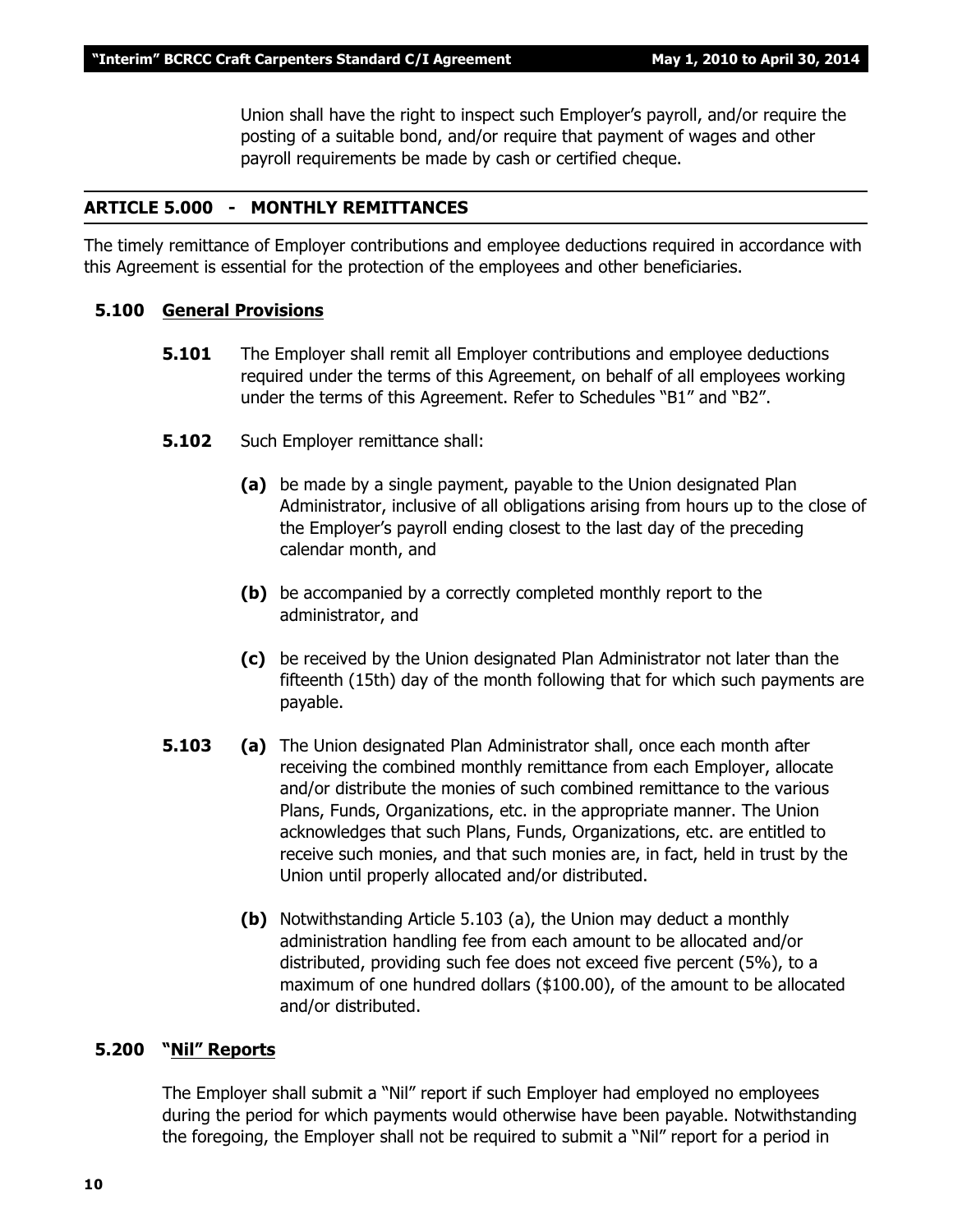Union shall have the right to inspect such Employer's payroll, and/or require the posting of a suitable bond, and/or require that payment of wages and other payroll requirements be made by cash or certified cheque.

## ARTICLE 5.000 - MONTHLY REMITTANCES

The timely remittance of Employer contributions and employee deductions required in accordance with this Agreement is essential for the protection of the employees and other beneficiaries.

### 5.100 General Provisions

**5.101** The Employer shall remit all Employer contributions and employee deductions required under the terms of this Agreement, on behalf of all employees working under the terms of this Agreement. Refer to Schedules "B1" and "B2".

**5.102** Such Employer remittance shall:

**(a)** be made by a single payment, payable to the Union designated Plan Administrator, inclusive of all obligations arising from hours up to the close of the Employer's payroll ending closest to the last day of the preceding calendar month, and

**(b)** be accompanied by a correctly completed monthly report to the administrator, and

**(c)** be received by the Union designated Plan Administrator not later than the fifteenth (15th) day of the month following that for which such payments are payable.

**5.103** **(a)** The Union designated Plan Administrator shall, once each month after receiving the combined monthly remittance from each Employer, allocate and/or distribute the monies of such combined remittance to the various Plans, Funds, Organizations, etc. in the appropriate manner. The Union acknowledges that such Plans, Funds, Organizations, etc. are entitled to receive such monies, and that such monies are, in fact, held in trust by the Union until properly allocated and/or distributed.

**(b)** Notwithstanding Article 5.103 (a), the Union may deduct a monthly administration handling fee from each amount to be allocated and/or distributed, providing such fee does not exceed five percent (5%), to a maximum of one hundred dollars ($100.00), of the amount to be allocated and/or distributed.

### 5.200 "Nil" Reports

The Employer shall submit a "Nil" report if such Employer had employed no employees during the period for which payments would otherwise have been payable. Notwithstanding the foregoing, the Employer shall not be required to submit a "Nil" report for a period in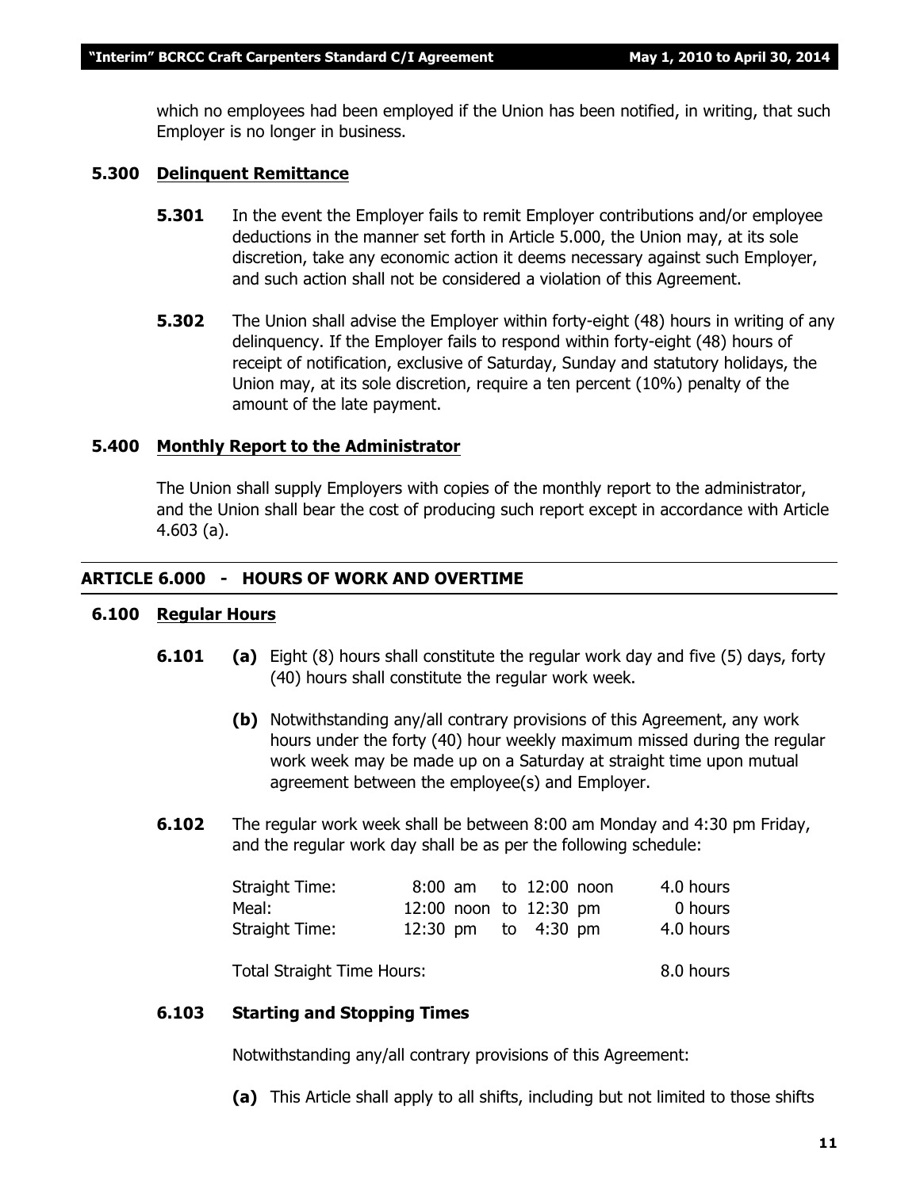which no employees had been employed if the Union has been notified, in writing, that such Employer is no longer in business.

### 5.300 Delinquent Remittance

**5.301** In the event the Employer fails to remit Employer contributions and/or employee deductions in the manner set forth in Article 5.000, the Union may, at its sole discretion, take any economic action it deems necessary against such Employer, and such action shall not be considered a violation of this Agreement.

**5.302** The Union shall advise the Employer within forty-eight (48) hours in writing of any delinquency. If the Employer fails to respond within forty-eight (48) hours of receipt of notification, exclusive of Saturday, Sunday and statutory holidays, the Union may, at its sole discretion, require a ten percent (10%) penalty of the amount of the late payment.

### 5.400 Monthly Report to the Administrator

The Union shall supply Employers with copies of the monthly report to the administrator, and the Union shall bear the cost of producing such report except in accordance with Article 4.603 (a).

## ARTICLE 6.000 - HOURS OF WORK AND OVERTIME

### 6.100 Regular Hours

**6.101** **(a)** Eight (8) hours shall constitute the regular work day and five (5) days, forty (40) hours shall constitute the regular work week.

**(b)** Notwithstanding any/all contrary provisions of this Agreement, any work hours under the forty (40) hour weekly maximum missed during the regular work week may be made up on a Saturday at straight time upon mutual agreement between the employee(s) and Employer.

**6.102** The regular work week shall be between 8:00 am Monday and 4:30 pm Friday, and the regular work day shall be as per the following schedule:

| | | |
|---|---|---|
| Straight Time: | 8:00 am to 12:00 noon | 4.0 hours |
| Meal: | 12:00 noon to 12:30 pm | 0 hours |
| Straight Time: | 12:30 pm to 4:30 pm | 4.0 hours |
| Total Straight Time Hours: | | 8.0 hours |

**6.103** **Starting and Stopping Times**

Notwithstanding any/all contrary provisions of this Agreement:

**(a)** This Article shall apply to all shifts, including but not limited to those shifts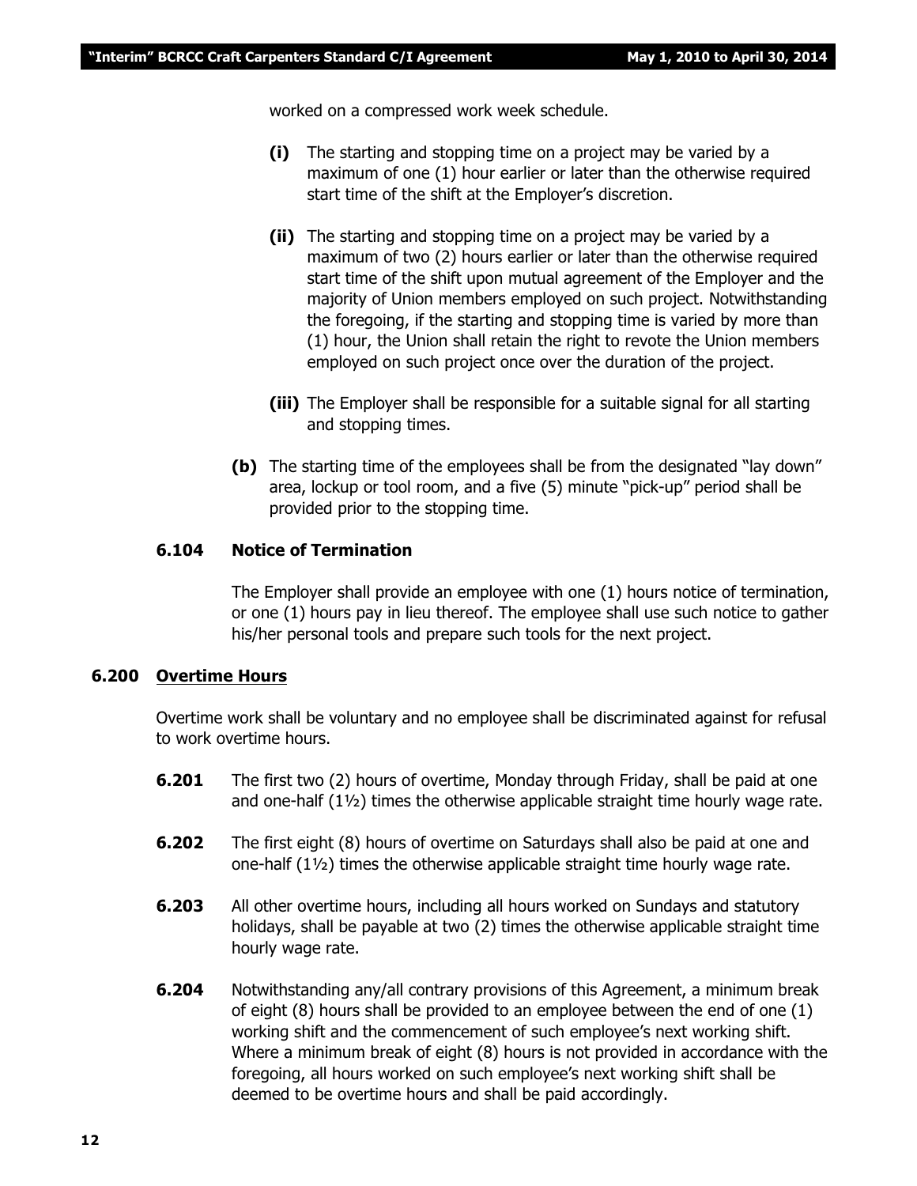worked on a compressed work week schedule.

**(i)** The starting and stopping time on a project may be varied by a maximum of one (1) hour earlier or later than the otherwise required start time of the shift at the Employer's discretion.

**(ii)** The starting and stopping time on a project may be varied by a maximum of two (2) hours earlier or later than the otherwise required start time of the shift upon mutual agreement of the Employer and the majority of Union members employed on such project. Notwithstanding the foregoing, if the starting and stopping time is varied by more than (1) hour, the Union shall retain the right to revote the Union members employed on such project once over the duration of the project.

**(iii)** The Employer shall be responsible for a suitable signal for all starting and stopping times.

**(b)** The starting time of the employees shall be from the designated "lay down" area, lockup or tool room, and a five (5) minute "pick-up" period shall be provided prior to the stopping time.

**6.104 Notice of Termination**

The Employer shall provide an employee with one (1) hours notice of termination, or one (1) hours pay in lieu thereof. The employee shall use such notice to gather his/her personal tools and prepare such tools for the next project.

**6.200 <u>Overtime Hours</u>**

Overtime work shall be voluntary and no employee shall be discriminated against for refusal to work overtime hours.

**6.201** The first two (2) hours of overtime, Monday through Friday, shall be paid at one and one-half (1½) times the otherwise applicable straight time hourly wage rate.

**6.202** The first eight (8) hours of overtime on Saturdays shall also be paid at one and one-half (1½) times the otherwise applicable straight time hourly wage rate.

**6.203** All other overtime hours, including all hours worked on Sundays and statutory holidays, shall be payable at two (2) times the otherwise applicable straight time hourly wage rate.

**6.204** Notwithstanding any/all contrary provisions of this Agreement, a minimum break of eight (8) hours shall be provided to an employee between the end of one (1) working shift and the commencement of such employee's next working shift. Where a minimum break of eight (8) hours is not provided in accordance with the foregoing, all hours worked on such employee's next working shift shall be deemed to be overtime hours and shall be paid accordingly.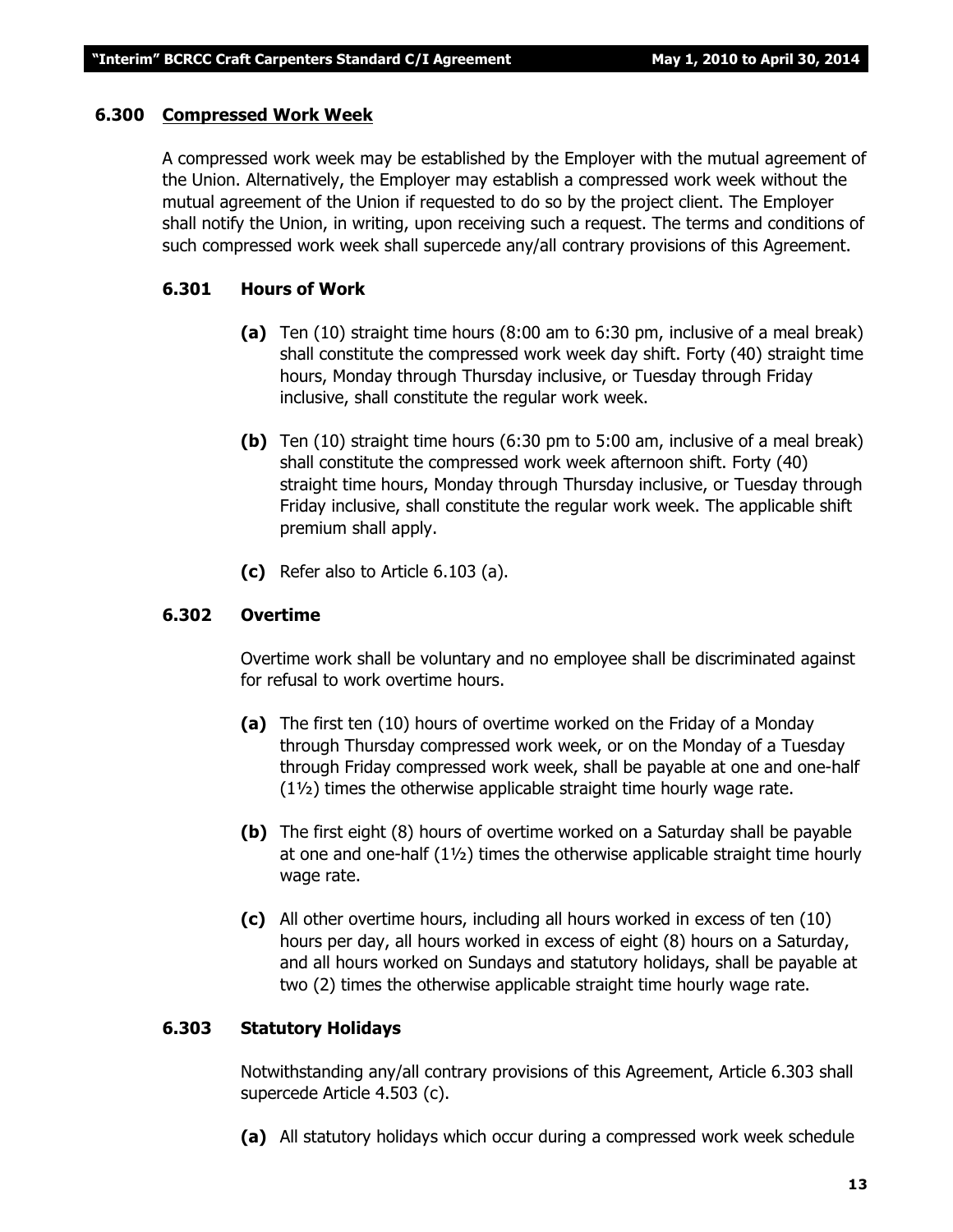### 6.300 Compressed Work Week

A compressed work week may be established by the Employer with the mutual agreement of the Union. Alternatively, the Employer may establish a compressed work week without the mutual agreement of the Union if requested to do so by the project client. The Employer shall notify the Union, in writing, upon receiving such a request. The terms and conditions of such compressed work week shall supercede any/all contrary provisions of this Agreement.

#### 6.301 Hours of Work

**(a)** Ten (10) straight time hours (8:00 am to 6:30 pm, inclusive of a meal break) shall constitute the compressed work week day shift. Forty (40) straight time hours, Monday through Thursday inclusive, or Tuesday through Friday inclusive, shall constitute the regular work week.

**(b)** Ten (10) straight time hours (6:30 pm to 5:00 am, inclusive of a meal break) shall constitute the compressed work week afternoon shift. Forty (40) straight time hours, Monday through Thursday inclusive, or Tuesday through Friday inclusive, shall constitute the regular work week. The applicable shift premium shall apply.

**(c)** Refer also to Article 6.103 (a).

#### 6.302 Overtime

Overtime work shall be voluntary and no employee shall be discriminated against for refusal to work overtime hours.

**(a)** The first ten (10) hours of overtime worked on the Friday of a Monday through Thursday compressed work week, or on the Monday of a Tuesday through Friday compressed work week, shall be payable at one and one-half (1½) times the otherwise applicable straight time hourly wage rate.

**(b)** The first eight (8) hours of overtime worked on a Saturday shall be payable at one and one-half (1½) times the otherwise applicable straight time hourly wage rate.

**(c)** All other overtime hours, including all hours worked in excess of ten (10) hours per day, all hours worked in excess of eight (8) hours on a Saturday, and all hours worked on Sundays and statutory holidays, shall be payable at two (2) times the otherwise applicable straight time hourly wage rate.

#### 6.303 Statutory Holidays

Notwithstanding any/all contrary provisions of this Agreement, Article 6.303 shall supercede Article 4.503 (c).

**(a)** All statutory holidays which occur during a compressed work week schedule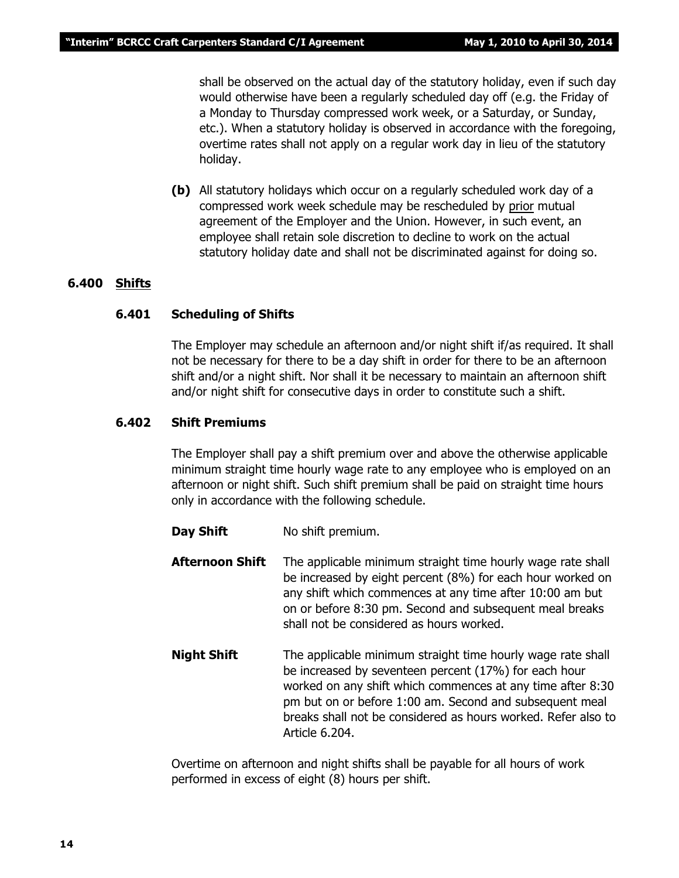shall be observed on the actual day of the statutory holiday, even if such day would otherwise have been a regularly scheduled day off (e.g. the Friday of a Monday to Thursday compressed work week, or a Saturday, or Sunday, etc.). When a statutory holiday is observed in accordance with the foregoing, overtime rates shall not apply on a regular work day in lieu of the statutory holiday.

**(b)** All statutory holidays which occur on a regularly scheduled work day of a compressed work week schedule may be rescheduled by <u>prior</u> mutual agreement of the Employer and the Union. However, in such event, an employee shall retain sole discretion to decline to work on the actual statutory holiday date and shall not be discriminated against for doing so.

## 6.400 <u>Shifts</u>

### 6.401 Scheduling of Shifts

The Employer may schedule an afternoon and/or night shift if/as required. It shall not be necessary for there to be a day shift in order for there to be an afternoon shift and/or a night shift. Nor shall it be necessary to maintain an afternoon shift and/or night shift for consecutive days in order to constitute such a shift.

### 6.402 Shift Premiums

The Employer shall pay a shift premium over and above the otherwise applicable minimum straight time hourly wage rate to any employee who is employed on an afternoon or night shift. Such shift premium shall be paid on straight time hours only in accordance with the following schedule.

**Day Shift** No shift premium.

**Afternoon Shift** The applicable minimum straight time hourly wage rate shall be increased by eight percent (8%) for each hour worked on any shift which commences at any time after 10:00 am but on or before 8:30 pm. Second and subsequent meal breaks shall not be considered as hours worked.

**Night Shift** The applicable minimum straight time hourly wage rate shall be increased by seventeen percent (17%) for each hour worked on any shift which commences at any time after 8:30 pm but on or before 1:00 am. Second and subsequent meal breaks shall not be considered as hours worked. Refer also to Article 6.204.

Overtime on afternoon and night shifts shall be payable for all hours of work performed in excess of eight (8) hours per shift.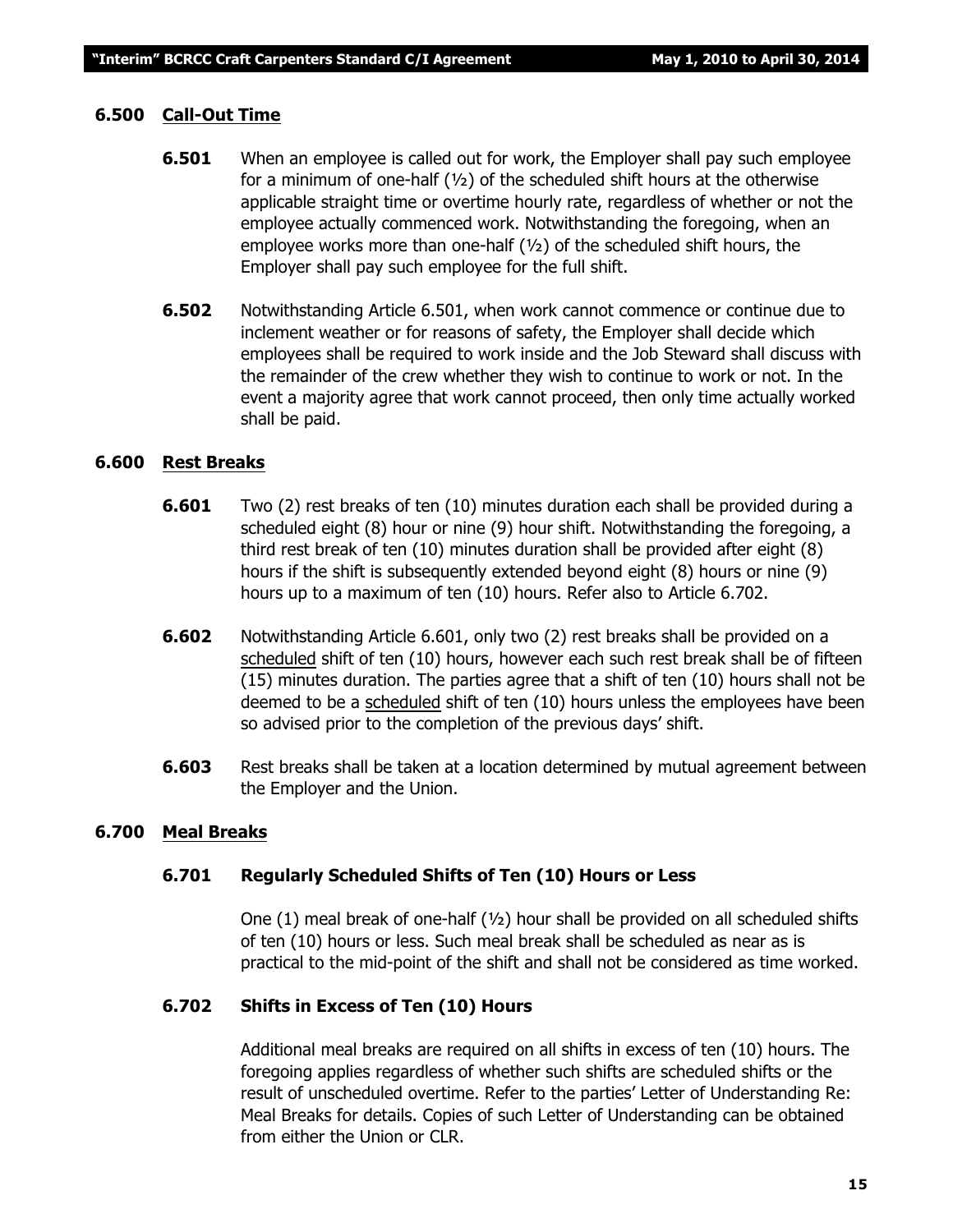### 6.500 Call-Out Time

**6.501** When an employee is called out for work, the Employer shall pay such employee for a minimum of one-half (½) of the scheduled shift hours at the otherwise applicable straight time or overtime hourly rate, regardless of whether or not the employee actually commenced work. Notwithstanding the foregoing, when an employee works more than one-half (½) of the scheduled shift hours, the Employer shall pay such employee for the full shift.

**6.502** Notwithstanding Article 6.501, when work cannot commence or continue due to inclement weather or for reasons of safety, the Employer shall decide which employees shall be required to work inside and the Job Steward shall discuss with the remainder of the crew whether they wish to continue to work or not. In the event a majority agree that work cannot proceed, then only time actually worked shall be paid.

### 6.600 Rest Breaks

**6.601** Two (2) rest breaks of ten (10) minutes duration each shall be provided during a scheduled eight (8) hour or nine (9) hour shift. Notwithstanding the foregoing, a third rest break of ten (10) minutes duration shall be provided after eight (8) hours if the shift is subsequently extended beyond eight (8) hours or nine (9) hours up to a maximum of ten (10) hours. Refer also to Article 6.702.

**6.602** Notwithstanding Article 6.601, only two (2) rest breaks shall be provided on a <u>scheduled</u> shift of ten (10) hours, however each such rest break shall be of fifteen (15) minutes duration. The parties agree that a shift of ten (10) hours shall not be deemed to be a <u>scheduled</u> shift of ten (10) hours unless the employees have been so advised prior to the completion of the previous days' shift.

**6.603** Rest breaks shall be taken at a location determined by mutual agreement between the Employer and the Union.

### 6.700 Meal Breaks

#### 6.701 Regularly Scheduled Shifts of Ten (10) Hours or Less

One (1) meal break of one-half (½) hour shall be provided on all scheduled shifts of ten (10) hours or less. Such meal break shall be scheduled as near as is practical to the mid-point of the shift and shall not be considered as time worked.

#### 6.702 Shifts in Excess of Ten (10) Hours

Additional meal breaks are required on all shifts in excess of ten (10) hours. The foregoing applies regardless of whether such shifts are scheduled shifts or the result of unscheduled overtime. Refer to the parties' Letter of Understanding Re: Meal Breaks for details. Copies of such Letter of Understanding can be obtained from either the Union or CLR.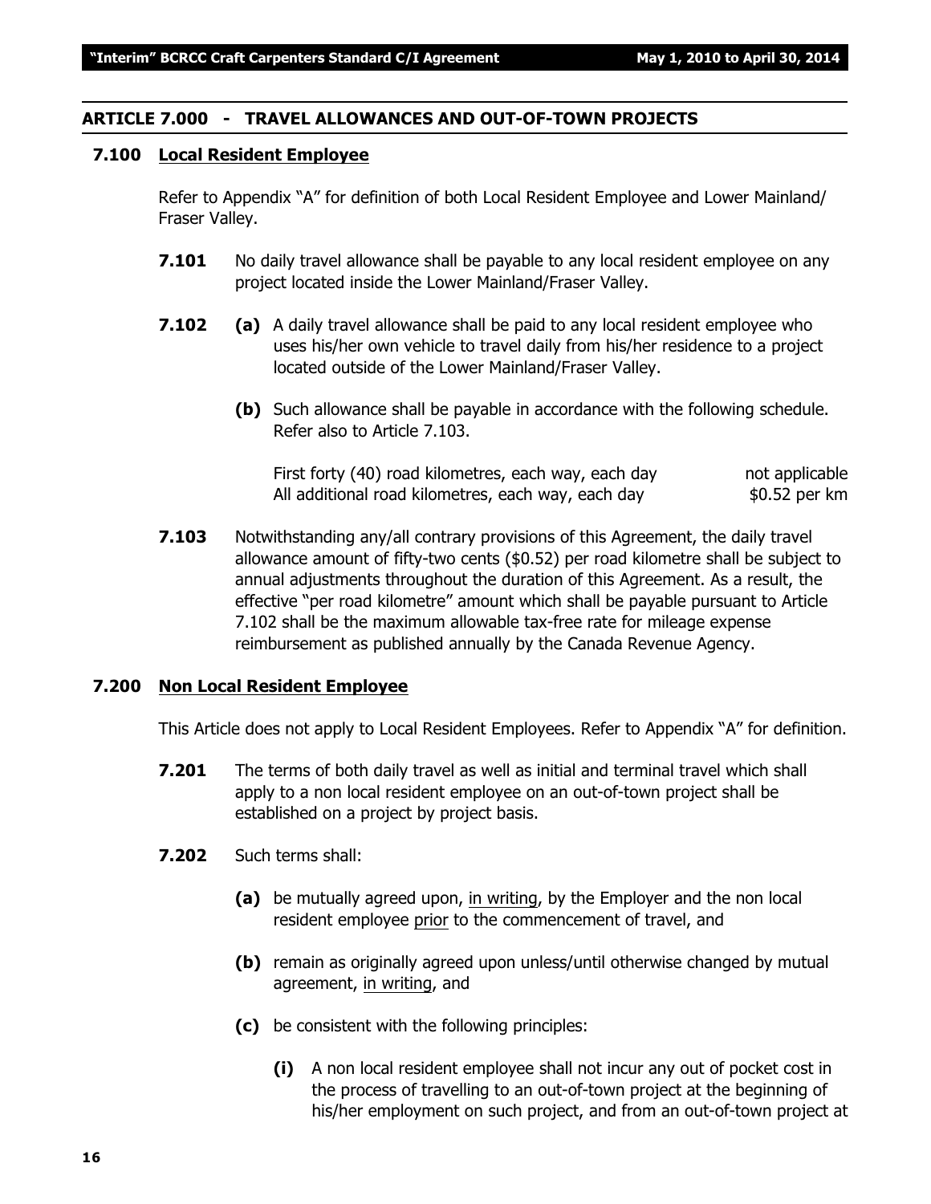## ARTICLE 7.000 - TRAVEL ALLOWANCES AND OUT-OF-TOWN PROJECTS

### 7.100 Local Resident Employee

Refer to Appendix "A" for definition of both Local Resident Employee and Lower Mainland/ Fraser Valley.

**7.101** No daily travel allowance shall be payable to any local resident employee on any project located inside the Lower Mainland/Fraser Valley.

**7.102** **(a)** A daily travel allowance shall be paid to any local resident employee who uses his/her own vehicle to travel daily from his/her residence to a project located outside of the Lower Mainland/Fraser Valley.

**(b)** Such allowance shall be payable in accordance with the following schedule. Refer also to Article 7.103.

| | |
|---|---|
| First forty (40) road kilometres, each way, each day | not applicable |
| All additional road kilometres, each way, each day | $0.52 per km |

**7.103** Notwithstanding any/all contrary provisions of this Agreement, the daily travel allowance amount of fifty-two cents ($0.52) per road kilometre shall be subject to annual adjustments throughout the duration of this Agreement. As a result, the effective "per road kilometre" amount which shall be payable pursuant to Article 7.102 shall be the maximum allowable tax-free rate for mileage expense reimbursement as published annually by the Canada Revenue Agency.

### 7.200 Non Local Resident Employee

This Article does not apply to Local Resident Employees. Refer to Appendix "A" for definition.

**7.201** The terms of both daily travel as well as initial and terminal travel which shall apply to a non local resident employee on an out-of-town project shall be established on a project by project basis.

**7.202** Such terms shall:

**(a)** be mutually agreed upon, <u>in writing</u>, by the Employer and the non local resident employee <u>prior</u> to the commencement of travel, and

**(b)** remain as originally agreed upon unless/until otherwise changed by mutual agreement, <u>in writing</u>, and

**(c)** be consistent with the following principles:

**(i)** A non local resident employee shall not incur any out of pocket cost in the process of travelling to an out-of-town project at the beginning of his/her employment on such project, and from an out-of-town project at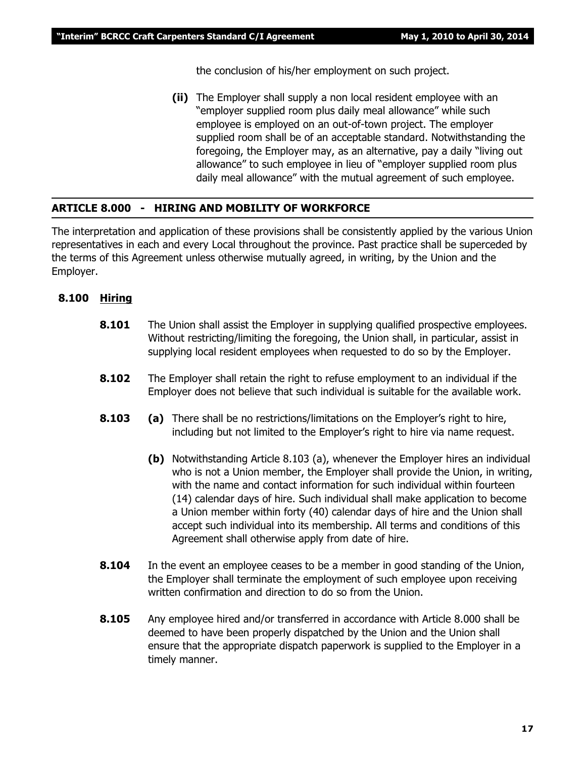the conclusion of his/her employment on such project.

**(ii)** The Employer shall supply a non local resident employee with an "employer supplied room plus daily meal allowance" while such employee is employed on an out-of-town project. The employer supplied room shall be of an acceptable standard. Notwithstanding the foregoing, the Employer may, as an alternative, pay a daily "living out allowance" to such employee in lieu of "employer supplied room plus daily meal allowance" with the mutual agreement of such employee.

## ARTICLE 8.000 - HIRING AND MOBILITY OF WORKFORCE

The interpretation and application of these provisions shall be consistently applied by the various Union representatives in each and every Local throughout the province. Past practice shall be superceded by the terms of this Agreement unless otherwise mutually agreed, in writing, by the Union and the Employer.

### 8.100 Hiring

**8.101** The Union shall assist the Employer in supplying qualified prospective employees. Without restricting/limiting the foregoing, the Union shall, in particular, assist in supplying local resident employees when requested to do so by the Employer.

**8.102** The Employer shall retain the right to refuse employment to an individual if the Employer does not believe that such individual is suitable for the available work.

**8.103** **(a)** There shall be no restrictions/limitations on the Employer's right to hire, including but not limited to the Employer's right to hire via name request.

**(b)** Notwithstanding Article 8.103 (a), whenever the Employer hires an individual who is not a Union member, the Employer shall provide the Union, in writing, with the name and contact information for such individual within fourteen (14) calendar days of hire. Such individual shall make application to become a Union member within forty (40) calendar days of hire and the Union shall accept such individual into its membership. All terms and conditions of this Agreement shall otherwise apply from date of hire.

**8.104** In the event an employee ceases to be a member in good standing of the Union, the Employer shall terminate the employment of such employee upon receiving written confirmation and direction to do so from the Union.

**8.105** Any employee hired and/or transferred in accordance with Article 8.000 shall be deemed to have been properly dispatched by the Union and the Union shall ensure that the appropriate dispatch paperwork is supplied to the Employer in a timely manner.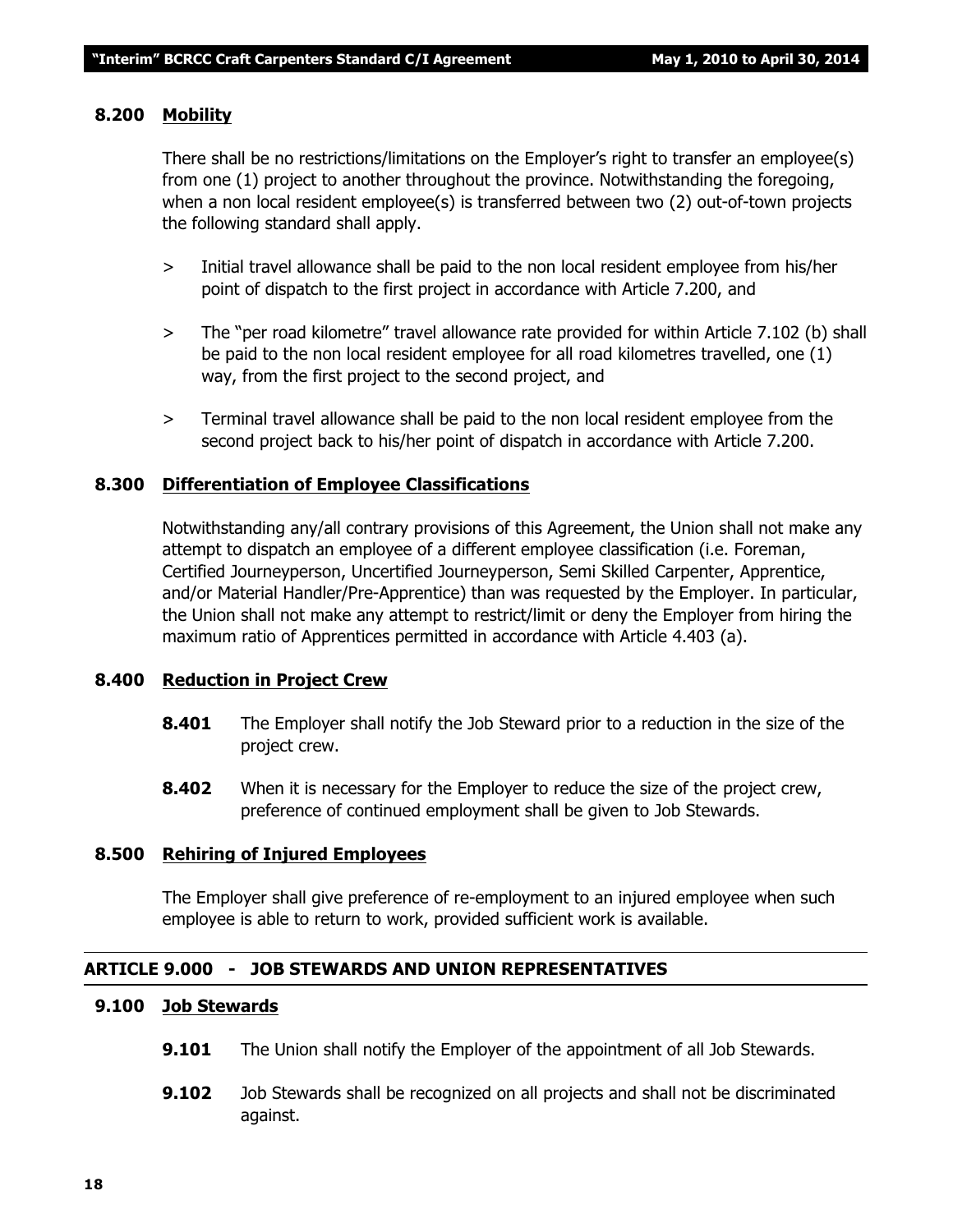### 8.200 Mobility

There shall be no restrictions/limitations on the Employer's right to transfer an employee(s) from one (1) project to another throughout the province. Notwithstanding the foregoing, when a non local resident employee(s) is transferred between two (2) out-of-town projects the following standard shall apply.

> Initial travel allowance shall be paid to the non local resident employee from his/her point of dispatch to the first project in accordance with Article 7.200, and

> The "per road kilometre" travel allowance rate provided for within Article 7.102 (b) shall be paid to the non local resident employee for all road kilometres travelled, one (1) way, from the first project to the second project, and

> Terminal travel allowance shall be paid to the non local resident employee from the second project back to his/her point of dispatch in accordance with Article 7.200.

### 8.300 Differentiation of Employee Classifications

Notwithstanding any/all contrary provisions of this Agreement, the Union shall not make any attempt to dispatch an employee of a different employee classification (i.e. Foreman, Certified Journeyperson, Uncertified Journeyperson, Semi Skilled Carpenter, Apprentice, and/or Material Handler/Pre-Apprentice) than was requested by the Employer. In particular, the Union shall not make any attempt to restrict/limit or deny the Employer from hiring the maximum ratio of Apprentices permitted in accordance with Article 4.403 (a).

### 8.400 Reduction in Project Crew

**8.401** The Employer shall notify the Job Steward prior to a reduction in the size of the project crew.

**8.402** When it is necessary for the Employer to reduce the size of the project crew, preference of continued employment shall be given to Job Stewards.

### 8.500 Rehiring of Injured Employees

The Employer shall give preference of re-employment to an injured employee when such employee is able to return to work, provided sufficient work is available.

## ARTICLE 9.000 - JOB STEWARDS AND UNION REPRESENTATIVES

### 9.100 Job Stewards

**9.101** The Union shall notify the Employer of the appointment of all Job Stewards.

**9.102** Job Stewards shall be recognized on all projects and shall not be discriminated against.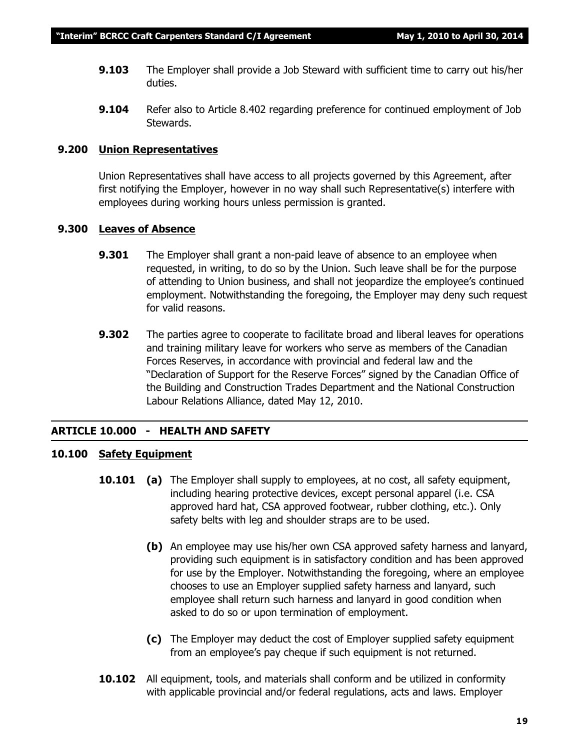**9.103** The Employer shall provide a Job Steward with sufficient time to carry out his/her duties.

**9.104** Refer also to Article 8.402 regarding preference for continued employment of Job Stewards.

### 9.200 Union Representatives

Union Representatives shall have access to all projects governed by this Agreement, after first notifying the Employer, however in no way shall such Representative(s) interfere with employees during working hours unless permission is granted.

### 9.300 Leaves of Absence

**9.301** The Employer shall grant a non-paid leave of absence to an employee when requested, in writing, to do so by the Union. Such leave shall be for the purpose of attending to Union business, and shall not jeopardize the employee's continued employment. Notwithstanding the foregoing, the Employer may deny such request for valid reasons.

**9.302** The parties agree to cooperate to facilitate broad and liberal leaves for operations and training military leave for workers who serve as members of the Canadian Forces Reserves, in accordance with provincial and federal law and the "Declaration of Support for the Reserve Forces" signed by the Canadian Office of the Building and Construction Trades Department and the National Construction Labour Relations Alliance, dated May 12, 2010.

## ARTICLE 10.000 - HEALTH AND SAFETY

### 10.100 Safety Equipment

**10.101** **(a)** The Employer shall supply to employees, at no cost, all safety equipment, including hearing protective devices, except personal apparel (i.e. CSA approved hard hat, CSA approved footwear, rubber clothing, etc.). Only safety belts with leg and shoulder straps are to be used.

**(b)** An employee may use his/her own CSA approved safety harness and lanyard, providing such equipment is in satisfactory condition and has been approved for use by the Employer. Notwithstanding the foregoing, where an employee chooses to use an Employer supplied safety harness and lanyard, such employee shall return such harness and lanyard in good condition when asked to do so or upon termination of employment.

**(c)** The Employer may deduct the cost of Employer supplied safety equipment from an employee's pay cheque if such equipment is not returned.

**10.102** All equipment, tools, and materials shall conform and be utilized in conformity with applicable provincial and/or federal regulations, acts and laws. Employer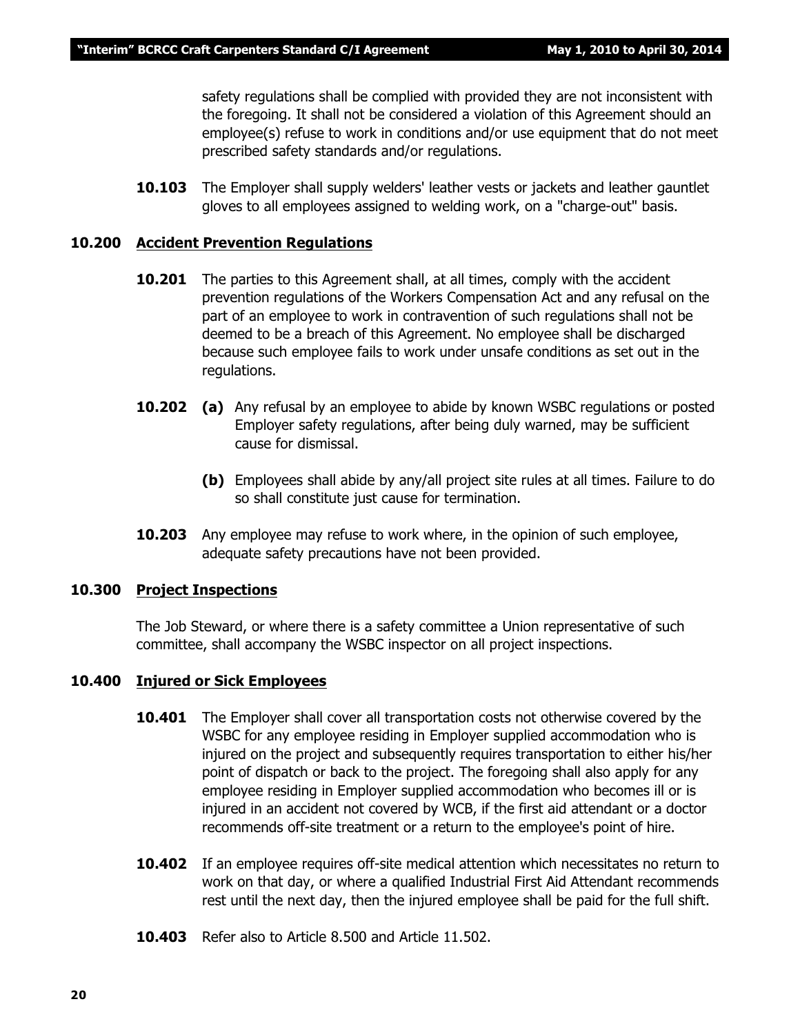safety regulations shall be complied with provided they are not inconsistent with the foregoing. It shall not be considered a violation of this Agreement should an employee(s) refuse to work in conditions and/or use equipment that do not meet prescribed safety standards and/or regulations.

**10.103** The Employer shall supply welders' leather vests or jackets and leather gauntlet gloves to all employees assigned to welding work, on a "charge-out" basis.

## 10.200 Accident Prevention Regulations

**10.201** The parties to this Agreement shall, at all times, comply with the accident prevention regulations of the Workers Compensation Act and any refusal on the part of an employee to work in contravention of such regulations shall not be deemed to be a breach of this Agreement. No employee shall be discharged because such employee fails to work under unsafe conditions as set out in the regulations.

**10.202** **(a)** Any refusal by an employee to abide by known WSBC regulations or posted Employer safety regulations, after being duly warned, may be sufficient cause for dismissal.

**(b)** Employees shall abide by any/all project site rules at all times. Failure to do so shall constitute just cause for termination.

**10.203** Any employee may refuse to work where, in the opinion of such employee, adequate safety precautions have not been provided.

## 10.300 Project Inspections

The Job Steward, or where there is a safety committee a Union representative of such committee, shall accompany the WSBC inspector on all project inspections.

## 10.400 Injured or Sick Employees

**10.401** The Employer shall cover all transportation costs not otherwise covered by the WSBC for any employee residing in Employer supplied accommodation who is injured on the project and subsequently requires transportation to either his/her point of dispatch or back to the project. The foregoing shall also apply for any employee residing in Employer supplied accommodation who becomes ill or is injured in an accident not covered by WCB, if the first aid attendant or a doctor recommends off-site treatment or a return to the employee's point of hire.

**10.402** If an employee requires off-site medical attention which necessitates no return to work on that day, or where a qualified Industrial First Aid Attendant recommends rest until the next day, then the injured employee shall be paid for the full shift.

**10.403** Refer also to Article 8.500 and Article 11.502.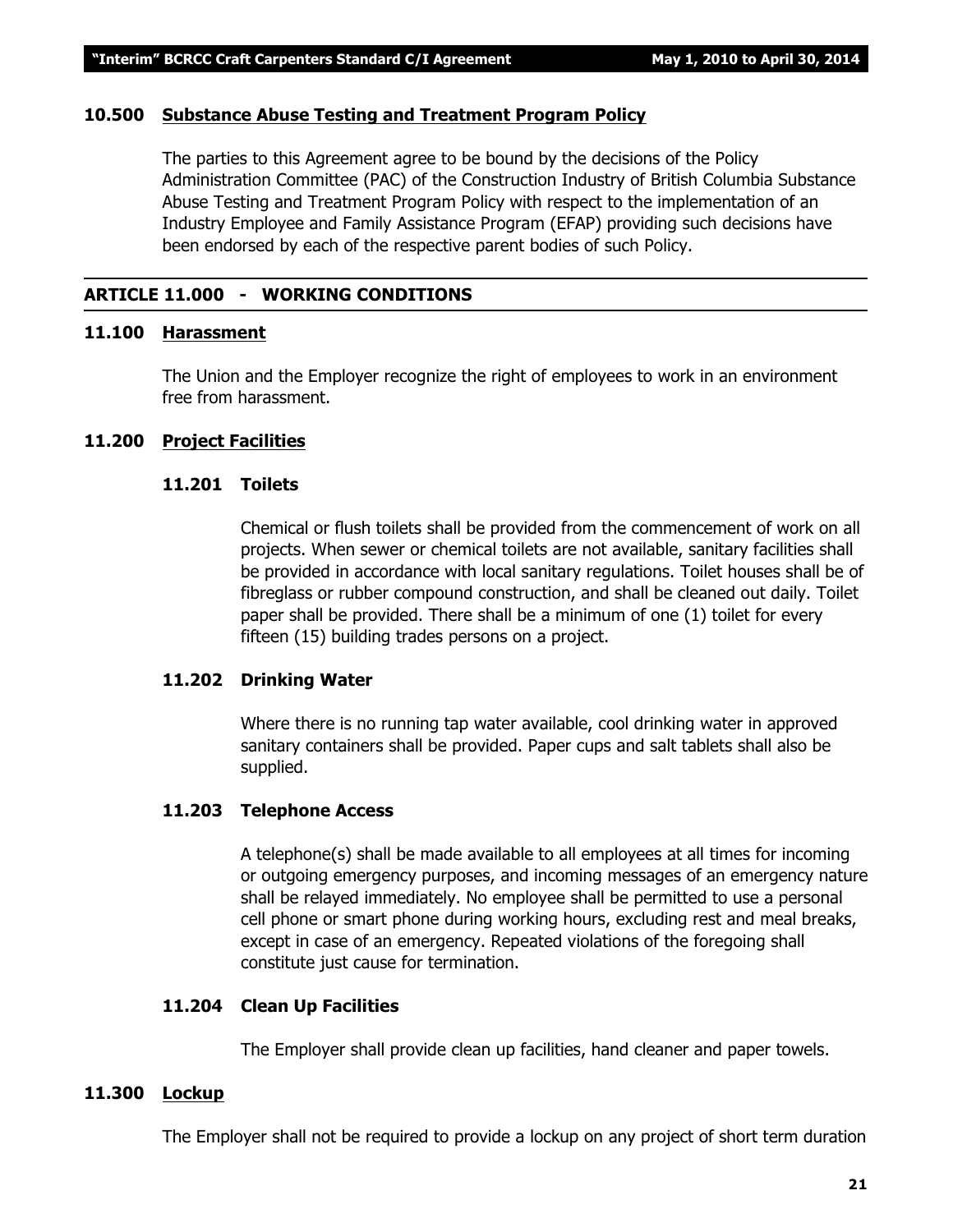### 10.500 Substance Abuse Testing and Treatment Program Policy

The parties to this Agreement agree to be bound by the decisions of the Policy Administration Committee (PAC) of the Construction Industry of British Columbia Substance Abuse Testing and Treatment Program Policy with respect to the implementation of an Industry Employee and Family Assistance Program (EFAP) providing such decisions have been endorsed by each of the respective parent bodies of such Policy.

## ARTICLE 11.000 - WORKING CONDITIONS

### 11.100 Harassment

The Union and the Employer recognize the right of employees to work in an environment free from harassment.

### 11.200 Project Facilities

#### 11.201 Toilets

Chemical or flush toilets shall be provided from the commencement of work on all projects. When sewer or chemical toilets are not available, sanitary facilities shall be provided in accordance with local sanitary regulations. Toilet houses shall be of fibreglass or rubber compound construction, and shall be cleaned out daily. Toilet paper shall be provided. There shall be a minimum of one (1) toilet for every fifteen (15) building trades persons on a project.

#### 11.202 Drinking Water

Where there is no running tap water available, cool drinking water in approved sanitary containers shall be provided. Paper cups and salt tablets shall also be supplied.

#### 11.203 Telephone Access

A telephone(s) shall be made available to all employees at all times for incoming or outgoing emergency purposes, and incoming messages of an emergency nature shall be relayed immediately. No employee shall be permitted to use a personal cell phone or smart phone during working hours, excluding rest and meal breaks, except in case of an emergency. Repeated violations of the foregoing shall constitute just cause for termination.

#### 11.204 Clean Up Facilities

The Employer shall provide clean up facilities, hand cleaner and paper towels.

### 11.300 Lockup

The Employer shall not be required to provide a lockup on any project of short term duration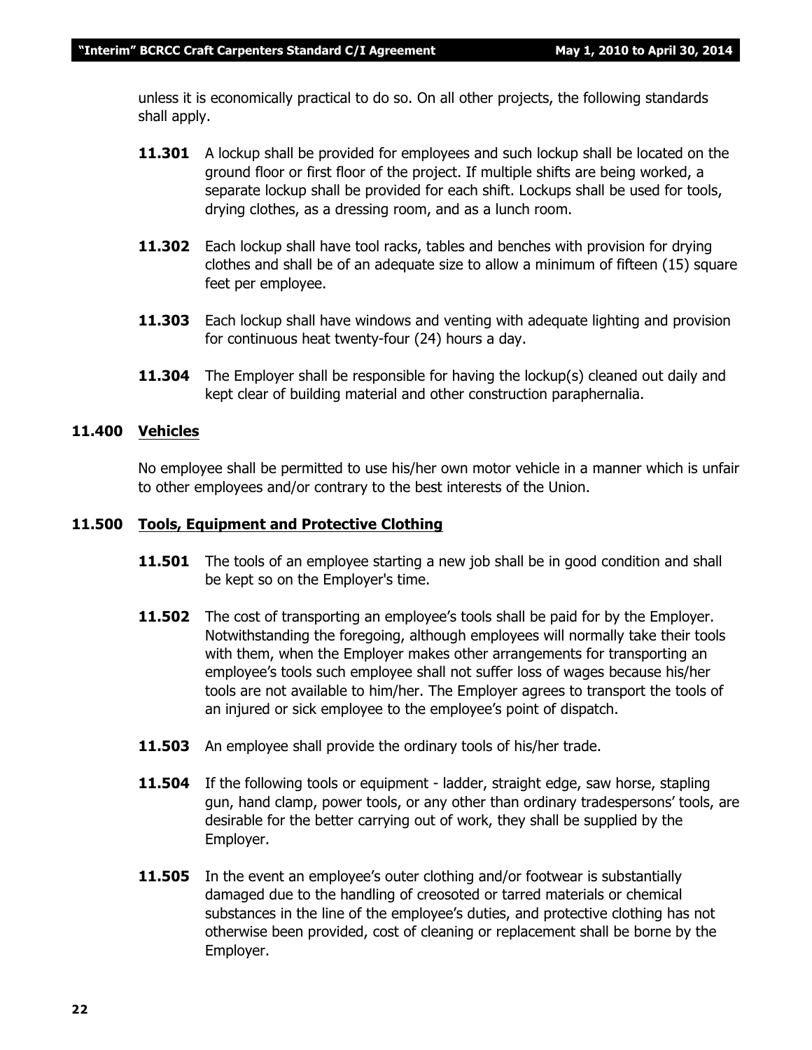unless it is economically practical to do so. On all other projects, the following standards shall apply.

**11.301** A lockup shall be provided for employees and such lockup shall be located on the ground floor or first floor of the project. If multiple shifts are being worked, a separate lockup shall be provided for each shift. Lockups shall be used for tools, drying clothes, as a dressing room, and as a lunch room.

**11.302** Each lockup shall have tool racks, tables and benches with provision for drying clothes and shall be of an adequate size to allow a minimum of fifteen (15) square feet per employee.

**11.303** Each lockup shall have windows and venting with adequate lighting and provision for continuous heat twenty-four (24) hours a day.

**11.304** The Employer shall be responsible for having the lockup(s) cleaned out daily and kept clear of building material and other construction paraphernalia.

### 11.400 Vehicles

No employee shall be permitted to use his/her own motor vehicle in a manner which is unfair to other employees and/or contrary to the best interests of the Union.

### 11.500 Tools, Equipment and Protective Clothing

**11.501** The tools of an employee starting a new job shall be in good condition and shall be kept so on the Employer's time.

**11.502** The cost of transporting an employee's tools shall be paid for by the Employer. Notwithstanding the foregoing, although employees will normally take their tools with them, when the Employer makes other arrangements for transporting an employee's tools such employee shall not suffer loss of wages because his/her tools are not available to him/her. The Employer agrees to transport the tools of an injured or sick employee to the employee's point of dispatch.

**11.503** An employee shall provide the ordinary tools of his/her trade.

**11.504** If the following tools or equipment - ladder, straight edge, saw horse, stapling gun, hand clamp, power tools, or any other than ordinary tradespersons' tools, are desirable for the better carrying out of work, they shall be supplied by the Employer.

**11.505** In the event an employee's outer clothing and/or footwear is substantially damaged due to the handling of creosoted or tarred materials or chemical substances in the line of the employee's duties, and protective clothing has not otherwise been provided, cost of cleaning or replacement shall be borne by the Employer.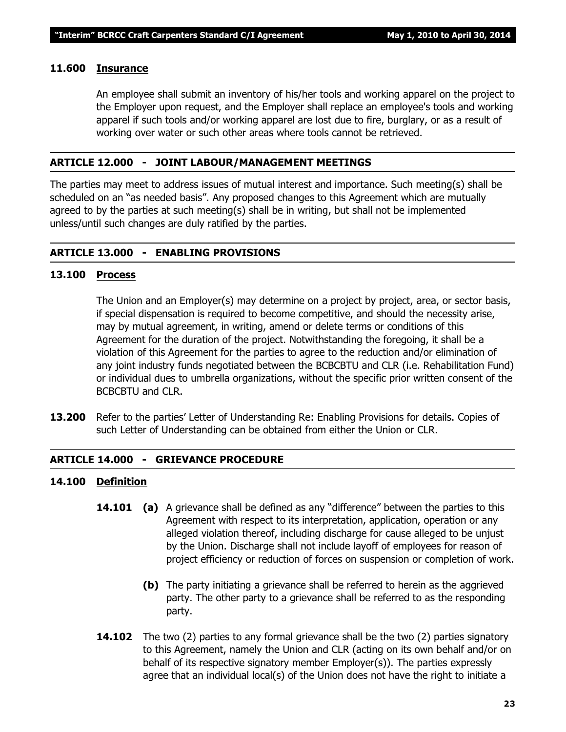### 11.600 Insurance

An employee shall submit an inventory of his/her tools and working apparel on the project to the Employer upon request, and the Employer shall replace an employee's tools and working apparel if such tools and/or working apparel are lost due to fire, burglary, or as a result of working over water or such other areas where tools cannot be retrieved.

## ARTICLE 12.000 - JOINT LABOUR/MANAGEMENT MEETINGS

The parties may meet to address issues of mutual interest and importance. Such meeting(s) shall be scheduled on an "as needed basis". Any proposed changes to this Agreement which are mutually agreed to by the parties at such meeting(s) shall be in writing, but shall not be implemented unless/until such changes are duly ratified by the parties.

## ARTICLE 13.000 - ENABLING PROVISIONS

### 13.100 Process

The Union and an Employer(s) may determine on a project by project, area, or sector basis, if special dispensation is required to become competitive, and should the necessity arise, may by mutual agreement, in writing, amend or delete terms or conditions of this Agreement for the duration of the project. Notwithstanding the foregoing, it shall be a violation of this Agreement for the parties to agree to the reduction and/or elimination of any joint industry funds negotiated between the BCBCBTU and CLR (i.e. Rehabilitation Fund) or individual dues to umbrella organizations, without the specific prior written consent of the BCBCBTU and CLR.

**13.200** Refer to the parties' Letter of Understanding Re: Enabling Provisions for details. Copies of such Letter of Understanding can be obtained from either the Union or CLR.

## ARTICLE 14.000 - GRIEVANCE PROCEDURE

### 14.100 Definition

**14.101** **(a)** A grievance shall be defined as any "difference" between the parties to this Agreement with respect to its interpretation, application, operation or any alleged violation thereof, including discharge for cause alleged to be unjust by the Union. Discharge shall not include layoff of employees for reason of project efficiency or reduction of forces on suspension or completion of work.

**(b)** The party initiating a grievance shall be referred to herein as the aggrieved party. The other party to a grievance shall be referred to as the responding party.

**14.102** The two (2) parties to any formal grievance shall be the two (2) parties signatory to this Agreement, namely the Union and CLR (acting on its own behalf and/or on behalf of its respective signatory member Employer(s)). The parties expressly agree that an individual local(s) of the Union does not have the right to initiate a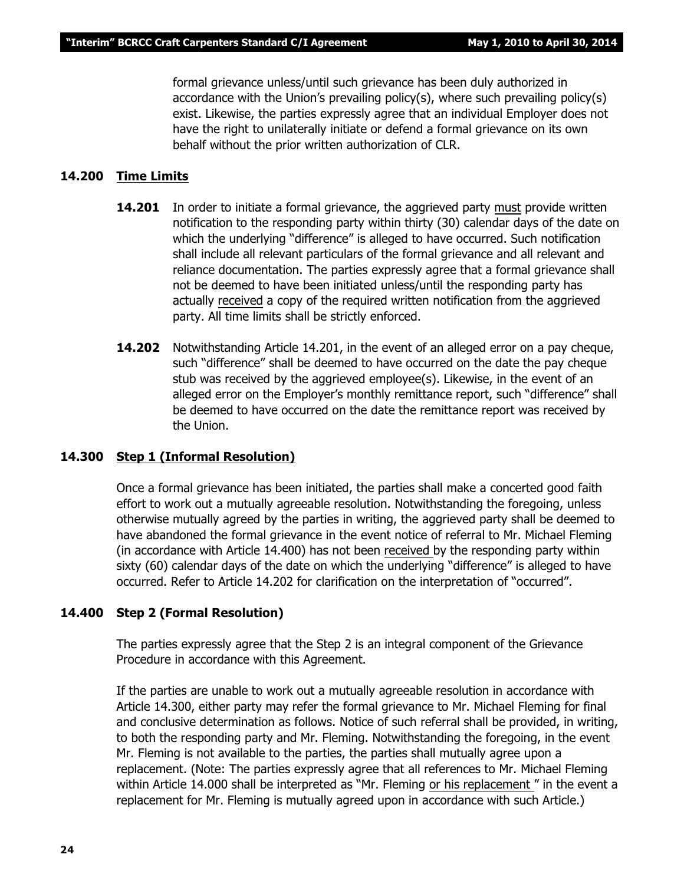formal grievance unless/until such grievance has been duly authorized in accordance with the Union's prevailing policy(s), where such prevailing policy(s) exist. Likewise, the parties expressly agree that an individual Employer does not have the right to unilaterally initiate or defend a formal grievance on its own behalf without the prior written authorization of CLR.

### 14.200 Time Limits

**14.201** In order to initiate a formal grievance, the aggrieved party must provide written notification to the responding party within thirty (30) calendar days of the date on which the underlying "difference" is alleged to have occurred. Such notification shall include all relevant particulars of the formal grievance and all relevant and reliance documentation. The parties expressly agree that a formal grievance shall not be deemed to have been initiated unless/until the responding party has actually received a copy of the required written notification from the aggrieved party. All time limits shall be strictly enforced.

**14.202** Notwithstanding Article 14.201, in the event of an alleged error on a pay cheque, such "difference" shall be deemed to have occurred on the date the pay cheque stub was received by the aggrieved employee(s). Likewise, in the event of an alleged error on the Employer's monthly remittance report, such "difference" shall be deemed to have occurred on the date the remittance report was received by the Union.

### 14.300 Step 1 (Informal Resolution)

Once a formal grievance has been initiated, the parties shall make a concerted good faith effort to work out a mutually agreeable resolution. Notwithstanding the foregoing, unless otherwise mutually agreed by the parties in writing, the aggrieved party shall be deemed to have abandoned the formal grievance in the event notice of referral to Mr. Michael Fleming (in accordance with Article 14.400) has not been received by the responding party within sixty (60) calendar days of the date on which the underlying "difference" is alleged to have occurred. Refer to Article 14.202 for clarification on the interpretation of "occurred".

### 14.400 Step 2 (Formal Resolution)

The parties expressly agree that the Step 2 is an integral component of the Grievance Procedure in accordance with this Agreement.

If the parties are unable to work out a mutually agreeable resolution in accordance with Article 14.300, either party may refer the formal grievance to Mr. Michael Fleming for final and conclusive determination as follows. Notice of such referral shall be provided, in writing, to both the responding party and Mr. Fleming. Notwithstanding the foregoing, in the event Mr. Fleming is not available to the parties, the parties shall mutually agree upon a replacement. (Note: The parties expressly agree that all references to Mr. Michael Fleming within Article 14.000 shall be interpreted as "Mr. Fleming or his replacement" in the event a replacement for Mr. Fleming is mutually agreed upon in accordance with such Article.)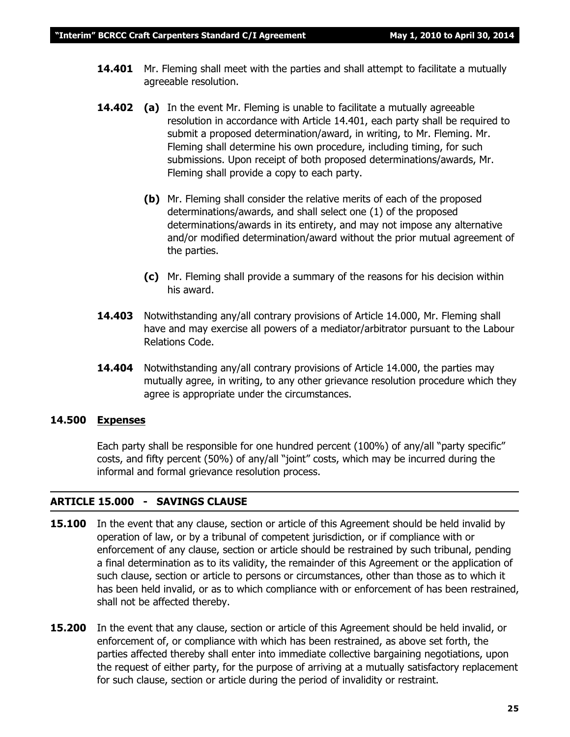**14.401** Mr. Fleming shall meet with the parties and shall attempt to facilitate a mutually agreeable resolution.

**14.402** **(a)** In the event Mr. Fleming is unable to facilitate a mutually agreeable resolution in accordance with Article 14.401, each party shall be required to submit a proposed determination/award, in writing, to Mr. Fleming. Mr. Fleming shall determine his own procedure, including timing, for such submissions. Upon receipt of both proposed determinations/awards, Mr. Fleming shall provide a copy to each party.

**(b)** Mr. Fleming shall consider the relative merits of each of the proposed determinations/awards, and shall select one (1) of the proposed determinations/awards in its entirety, and may not impose any alternative and/or modified determination/award without the prior mutual agreement of the parties.

**(c)** Mr. Fleming shall provide a summary of the reasons for his decision within his award.

**14.403** Notwithstanding any/all contrary provisions of Article 14.000, Mr. Fleming shall have and may exercise all powers of a mediator/arbitrator pursuant to the Labour Relations Code.

**14.404** Notwithstanding any/all contrary provisions of Article 14.000, the parties may mutually agree, in writing, to any other grievance resolution procedure which they agree is appropriate under the circumstances.

**14.500** **Expenses**

Each party shall be responsible for one hundred percent (100%) of any/all "party specific" costs, and fifty percent (50%) of any/all "joint" costs, which may be incurred during the informal and formal grievance resolution process.

## ARTICLE 15.000 - SAVINGS CLAUSE

**15.100** In the event that any clause, section or article of this Agreement should be held invalid by operation of law, or by a tribunal of competent jurisdiction, or if compliance with or enforcement of any clause, section or article should be restrained by such tribunal, pending a final determination as to its validity, the remainder of this Agreement or the application of such clause, section or article to persons or circumstances, other than those as to which it has been held invalid, or as to which compliance with or enforcement of has been restrained, shall not be affected thereby.

**15.200** In the event that any clause, section or article of this Agreement should be held invalid, or enforcement of, or compliance with which has been restrained, as above set forth, the parties affected thereby shall enter into immediate collective bargaining negotiations, upon the request of either party, for the purpose of arriving at a mutually satisfactory replacement for such clause, section or article during the period of invalidity or restraint.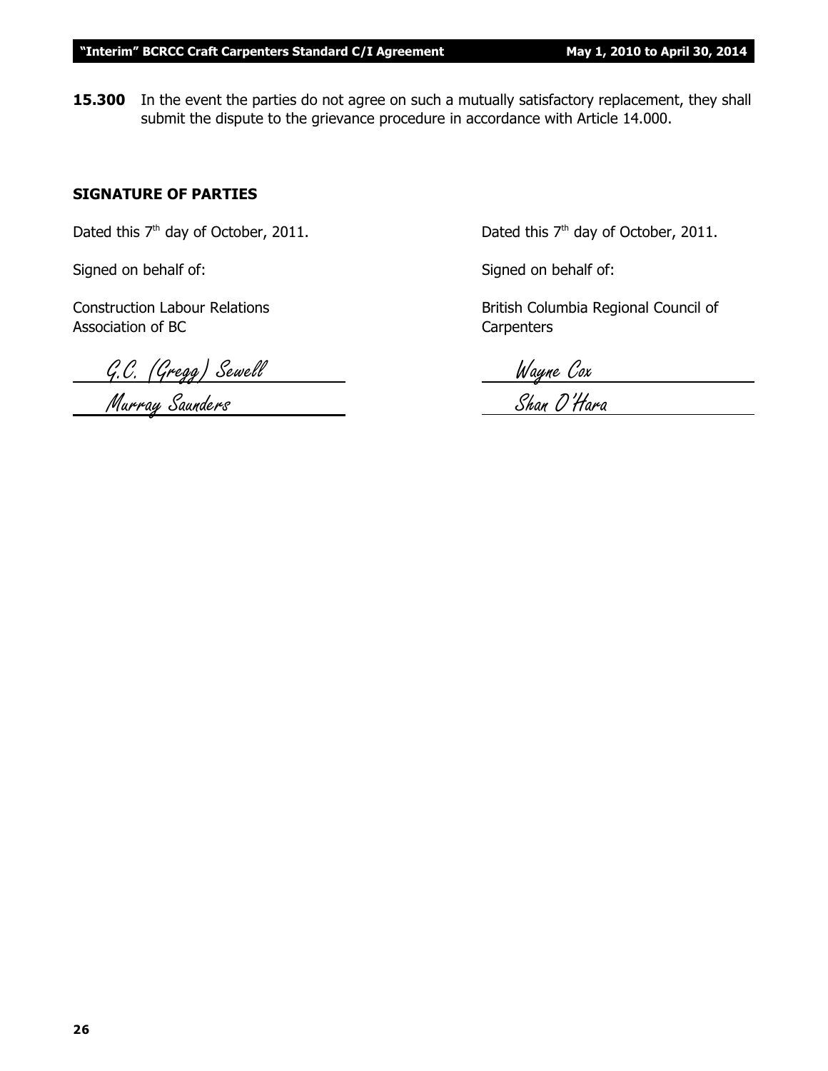**15.300** In the event the parties do not agree on such a mutually satisfactory replacement, they shall submit the dispute to the grievance procedure in accordance with Article 14.000.

## SIGNATURE OF PARTIES

Dated this 7th day of October, 2011.

Signed on behalf of:

Construction Labour Relations Association of BC

G.C. (Gregg) Sewell

Murray Saunders

Dated this 7th day of October, 2011.

Signed on behalf of:

British Columbia Regional Council of Carpenters

Wayne Cox

Shan O'Hara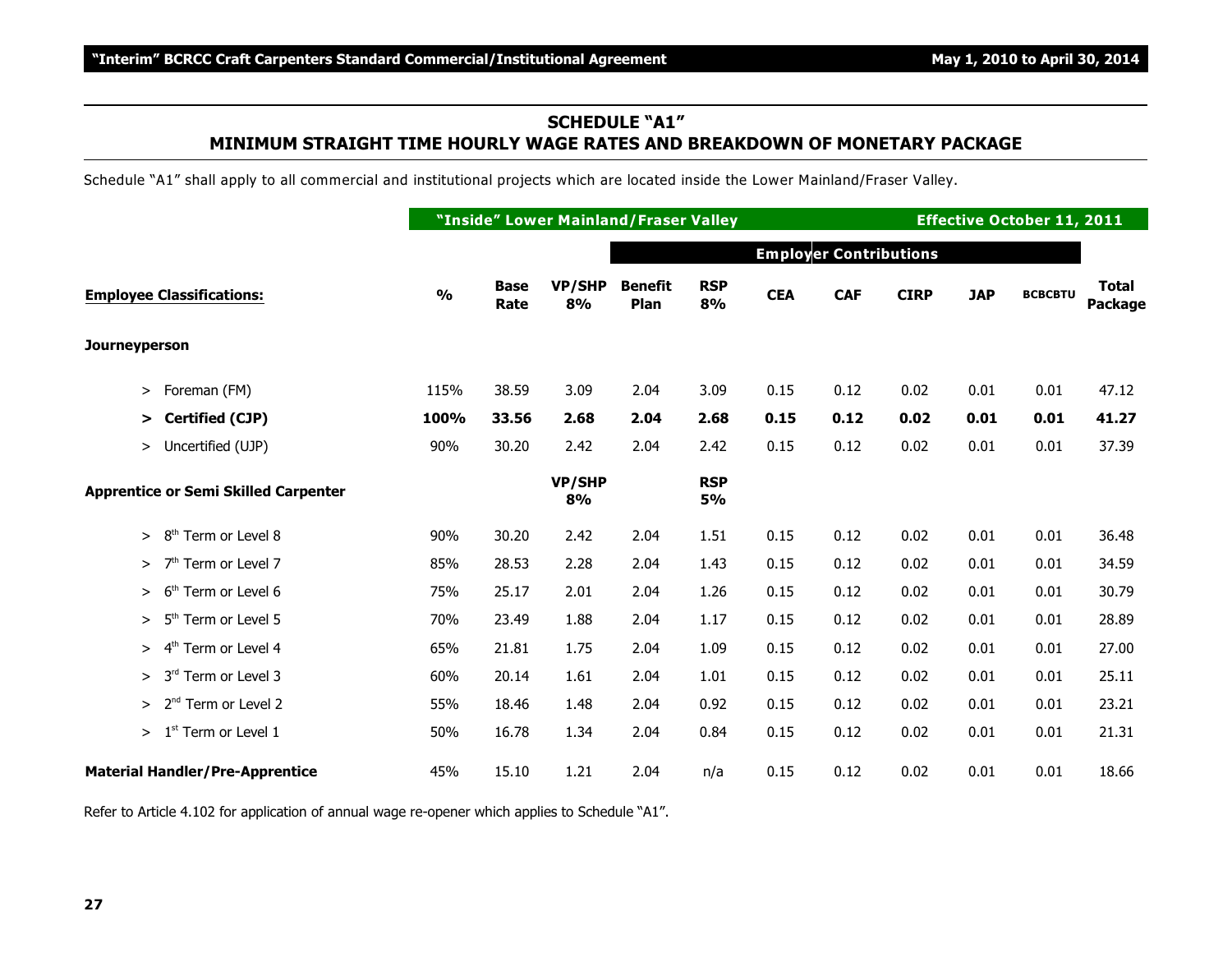## SCHEDULE "A1"
## MINIMUM STRAIGHT TIME HOURLY WAGE RATES AND BREAKDOWN OF MONETARY PACKAGE

Schedule "A1" shall apply to all commercial and institutional projects which are located inside the Lower Mainland/Fraser Valley.

| | "Inside" Lower Mainland/Fraser Valley | | | | | | | | | Effective October 11, 2011 | |
|---|---|---|---|---|---|---|---|---|---|---|---|
| | | | | Employer Contributions | | | | | | | |
| **Employee Classifications:** | **%** | **Base Rate** | **VP/SHP 8%** | **Benefit Plan** | **RSP 8%** | **CEA** | **CAF** | **CIRP** | **JAP** | **BCBCBTU** | **Total Package** |
| **Journeyperson** | | | | | | | | | | | |
| > Foreman (FM) | 115% | 38.59 | 3.09 | 2.04 | 3.09 | 0.15 | 0.12 | 0.02 | 0.01 | 0.01 | 47.12 |
| **> Certified (CJP)** | **100%** | **33.56** | **2.68** | **2.04** | **2.68** | **0.15** | **0.12** | **0.02** | **0.01** | **0.01** | **41.27** |
| > Uncertified (UJP) | 90% | 30.20 | 2.42 | 2.04 | 2.42 | 0.15 | 0.12 | 0.02 | 0.01 | 0.01 | 37.39 |
| **Apprentice or Semi Skilled Carpenter** | | | **VP/SHP 8%** | | **RSP 5%** | | | | | | |
| > 8th Term or Level 8 | 90% | 30.20 | 2.42 | 2.04 | 1.51 | 0.15 | 0.12 | 0.02 | 0.01 | 0.01 | 36.48 |
| > 7th Term or Level 7 | 85% | 28.53 | 2.28 | 2.04 | 1.43 | 0.15 | 0.12 | 0.02 | 0.01 | 0.01 | 34.59 |
| > 6th Term or Level 6 | 75% | 25.17 | 2.01 | 2.04 | 1.26 | 0.15 | 0.12 | 0.02 | 0.01 | 0.01 | 30.79 |
| > 5th Term or Level 5 | 70% | 23.49 | 1.88 | 2.04 | 1.17 | 0.15 | 0.12 | 0.02 | 0.01 | 0.01 | 28.89 |
| > 4th Term or Level 4 | 65% | 21.81 | 1.75 | 2.04 | 1.09 | 0.15 | 0.12 | 0.02 | 0.01 | 0.01 | 27.00 |
| > 3rd Term or Level 3 | 60% | 20.14 | 1.61 | 2.04 | 1.01 | 0.15 | 0.12 | 0.02 | 0.01 | 0.01 | 25.11 |
| > 2nd Term or Level 2 | 55% | 18.46 | 1.48 | 2.04 | 0.92 | 0.15 | 0.12 | 0.02 | 0.01 | 0.01 | 23.21 |
| > 1st Term or Level 1 | 50% | 16.78 | 1.34 | 2.04 | 0.84 | 0.15 | 0.12 | 0.02 | 0.01 | 0.01 | 21.31 |
| **Material Handler/Pre-Apprentice** | 45% | 15.10 | 1.21 | 2.04 | n/a | 0.15 | 0.12 | 0.02 | 0.01 | 0.01 | 18.66 |

Refer to Article 4.102 for application of annual wage re-opener which applies to Schedule "A1".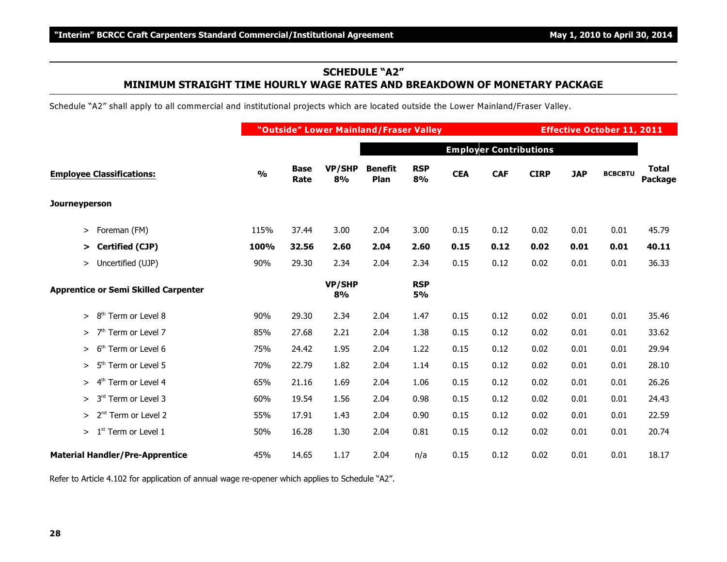## SCHEDULE "A2"
## MINIMUM STRAIGHT TIME HOURLY WAGE RATES AND BREAKDOWN OF MONETARY PACKAGE

Schedule "A2" shall apply to all commercial and institutional projects which are located outside the Lower Mainland/Fraser Valley.

**"Outside" Lower Mainland/Fraser Valley — Effective October 11, 2011**

| | | | | Employer Contributions | | | | | | | |
|---|---|---|---|---|---|---|---|---|---|---|---|
| **Employee Classifications:** | **%** | **Base Rate** | **VP/SHP 8%** | **Benefit Plan** | **RSP 8%** | **CEA** | **CAF** | **CIRP** | **JAP** | **BCBCBTU** | **Total Package** |
| **Journeyperson** | | | | | | | | | | | |
| > Foreman (FM) | 115% | 37.44 | 3.00 | 2.04 | 3.00 | 0.15 | 0.12 | 0.02 | 0.01 | 0.01 | 45.79 |
| **> Certified (CJP)** | **100%** | **32.56** | **2.60** | **2.04** | **2.60** | **0.15** | **0.12** | **0.02** | **0.01** | **0.01** | **40.11** |
| > Uncertified (UJP) | 90% | 29.30 | 2.34 | 2.04 | 2.34 | 0.15 | 0.12 | 0.02 | 0.01 | 0.01 | 36.33 |
| **Apprentice or Semi Skilled Carpenter** | | | **VP/SHP 8%** | | **RSP 5%** | | | | | | |
| > 8th Term or Level 8 | 90% | 29.30 | 2.34 | 2.04 | 1.47 | 0.15 | 0.12 | 0.02 | 0.01 | 0.01 | 35.46 |
| > 7th Term or Level 7 | 85% | 27.68 | 2.21 | 2.04 | 1.38 | 0.15 | 0.12 | 0.02 | 0.01 | 0.01 | 33.62 |
| > 6th Term or Level 6 | 75% | 24.42 | 1.95 | 2.04 | 1.22 | 0.15 | 0.12 | 0.02 | 0.01 | 0.01 | 29.94 |
| > 5th Term or Level 5 | 70% | 22.79 | 1.82 | 2.04 | 1.14 | 0.15 | 0.12 | 0.02 | 0.01 | 0.01 | 28.10 |
| > 4th Term or Level 4 | 65% | 21.16 | 1.69 | 2.04 | 1.06 | 0.15 | 0.12 | 0.02 | 0.01 | 0.01 | 26.26 |
| > 3rd Term or Level 3 | 60% | 19.54 | 1.56 | 2.04 | 0.98 | 0.15 | 0.12 | 0.02 | 0.01 | 0.01 | 24.43 |
| > 2nd Term or Level 2 | 55% | 17.91 | 1.43 | 2.04 | 0.90 | 0.15 | 0.12 | 0.02 | 0.01 | 0.01 | 22.59 |
| > 1st Term or Level 1 | 50% | 16.28 | 1.30 | 2.04 | 0.81 | 0.15 | 0.12 | 0.02 | 0.01 | 0.01 | 20.74 |
| **Material Handler/Pre-Apprentice** | 45% | 14.65 | 1.17 | 2.04 | n/a | 0.15 | 0.12 | 0.02 | 0.01 | 0.01 | 18.17 |

Refer to Article 4.102 for application of annual wage re-opener which applies to Schedule "A2".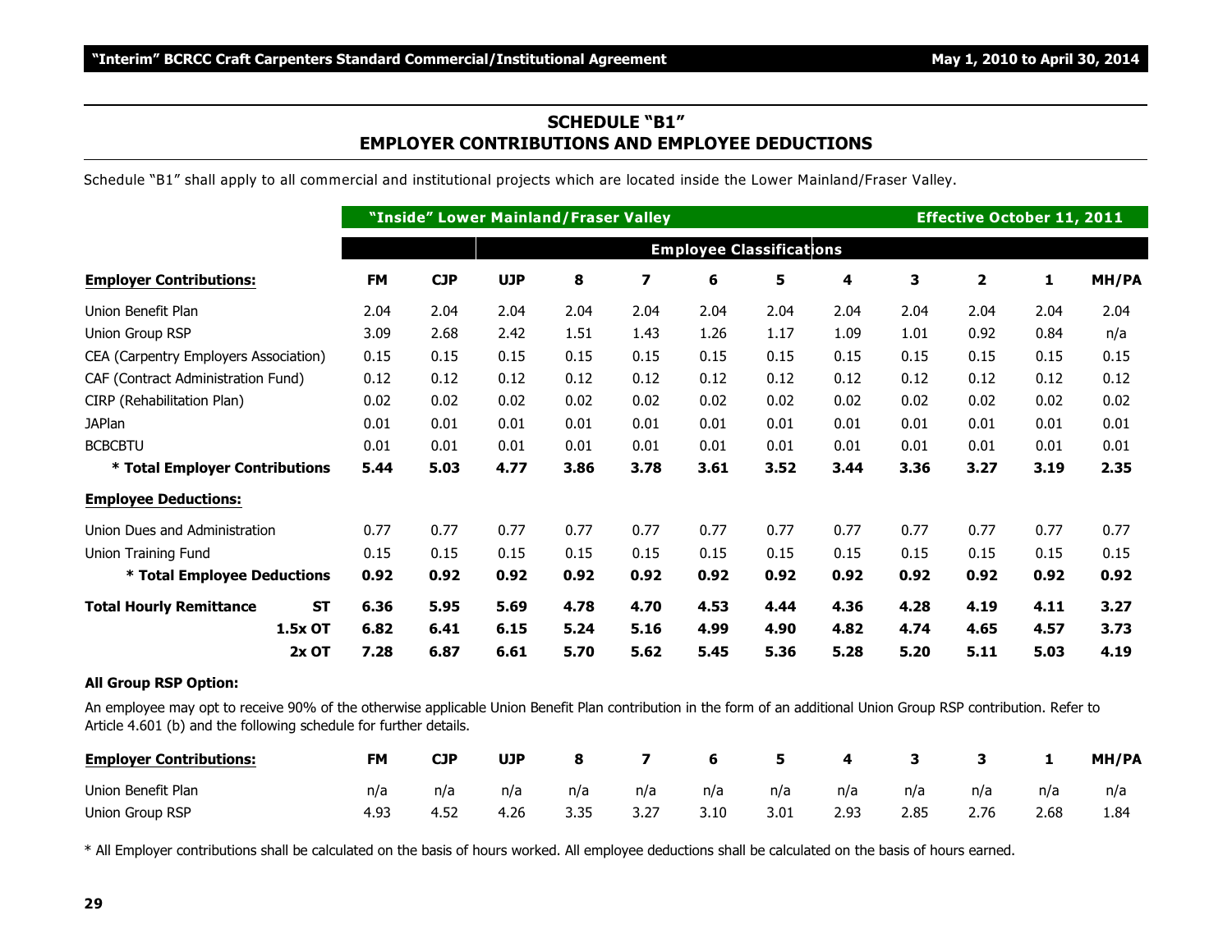## SCHEDULE "B1"
## EMPLOYER CONTRIBUTIONS AND EMPLOYEE DEDUCTIONS

Schedule "B1" shall apply to all commercial and institutional projects which are located inside the Lower Mainland/Fraser Valley.

| | | "Inside" Lower Mainland/Fraser Valley | | | | | | | | | Effective October 11, 2011 | |
|---|---|---|---|---|---|---|---|---|---|---|---|---|
| | | | Employee Classifications | | | | | | | | | |
| **Employer Contributions:** | **FM** | **CJP** | **UJP** | **8** | **7** | **6** | **5** | **4** | **3** | **2** | **1** | **MH/PA** |
| Union Benefit Plan | 2.04 | 2.04 | 2.04 | 2.04 | 2.04 | 2.04 | 2.04 | 2.04 | 2.04 | 2.04 | 2.04 | 2.04 |
| Union Group RSP | 3.09 | 2.68 | 2.42 | 1.51 | 1.43 | 1.26 | 1.17 | 1.09 | 1.01 | 0.92 | 0.84 | n/a |
| CEA (Carpentry Employers Association) | 0.15 | 0.15 | 0.15 | 0.15 | 0.15 | 0.15 | 0.15 | 0.15 | 0.15 | 0.15 | 0.15 | 0.15 |
| CAF (Contract Administration Fund) | 0.12 | 0.12 | 0.12 | 0.12 | 0.12 | 0.12 | 0.12 | 0.12 | 0.12 | 0.12 | 0.12 | 0.12 |
| CIRP (Rehabilitation Plan) | 0.02 | 0.02 | 0.02 | 0.02 | 0.02 | 0.02 | 0.02 | 0.02 | 0.02 | 0.02 | 0.02 | 0.02 |
| JAPlan | 0.01 | 0.01 | 0.01 | 0.01 | 0.01 | 0.01 | 0.01 | 0.01 | 0.01 | 0.01 | 0.01 | 0.01 |
| BCBCBTU | 0.01 | 0.01 | 0.01 | 0.01 | 0.01 | 0.01 | 0.01 | 0.01 | 0.01 | 0.01 | 0.01 | 0.01 |
| **\* Total Employer Contributions** | **5.44** | **5.03** | **4.77** | **3.86** | **3.78** | **3.61** | **3.52** | **3.44** | **3.36** | **3.27** | **3.19** | **2.35** |
| **Employee Deductions:** | | | | | | | | | | | | |
| Union Dues and Administration | 0.77 | 0.77 | 0.77 | 0.77 | 0.77 | 0.77 | 0.77 | 0.77 | 0.77 | 0.77 | 0.77 | 0.77 |
| Union Training Fund | 0.15 | 0.15 | 0.15 | 0.15 | 0.15 | 0.15 | 0.15 | 0.15 | 0.15 | 0.15 | 0.15 | 0.15 |
| **\* Total Employee Deductions** | **0.92** | **0.92** | **0.92** | **0.92** | **0.92** | **0.92** | **0.92** | **0.92** | **0.92** | **0.92** | **0.92** | **0.92** |
| **Total Hourly Remittance ST** | **6.36** | **5.95** | **5.69** | **4.78** | **4.70** | **4.53** | **4.44** | **4.36** | **4.28** | **4.19** | **4.11** | **3.27** |
| **1.5x OT** | **6.82** | **6.41** | **6.15** | **5.24** | **5.16** | **4.99** | **4.90** | **4.82** | **4.74** | **4.65** | **4.57** | **3.73** |
| **2x OT** | **7.28** | **6.87** | **6.61** | **5.70** | **5.62** | **5.45** | **5.36** | **5.28** | **5.20** | **5.11** | **5.03** | **4.19** |

**All Group RSP Option:**

An employee may opt to receive 90% of the otherwise applicable Union Benefit Plan contribution in the form of an additional Union Group RSP contribution. Refer to Article 4.601 (b) and the following schedule for further details.

| **Employer Contributions:** | **FM** | **CJP** | **UJP** | **8** | **7** | **6** | **5** | **4** | **3** | **3** | **1** | **MH/PA** |
|---|---|---|---|---|---|---|---|---|---|---|---|---|
| Union Benefit Plan | n/a | n/a | n/a | n/a | n/a | n/a | n/a | n/a | n/a | n/a | n/a | n/a |
| Union Group RSP | 4.93 | 4.52 | 4.26 | 3.35 | 3.27 | 3.10 | 3.01 | 2.93 | 2.85 | 2.76 | 2.68 | 1.84 |

\* All Employer contributions shall be calculated on the basis of hours worked. All employee deductions shall be calculated on the basis of hours earned.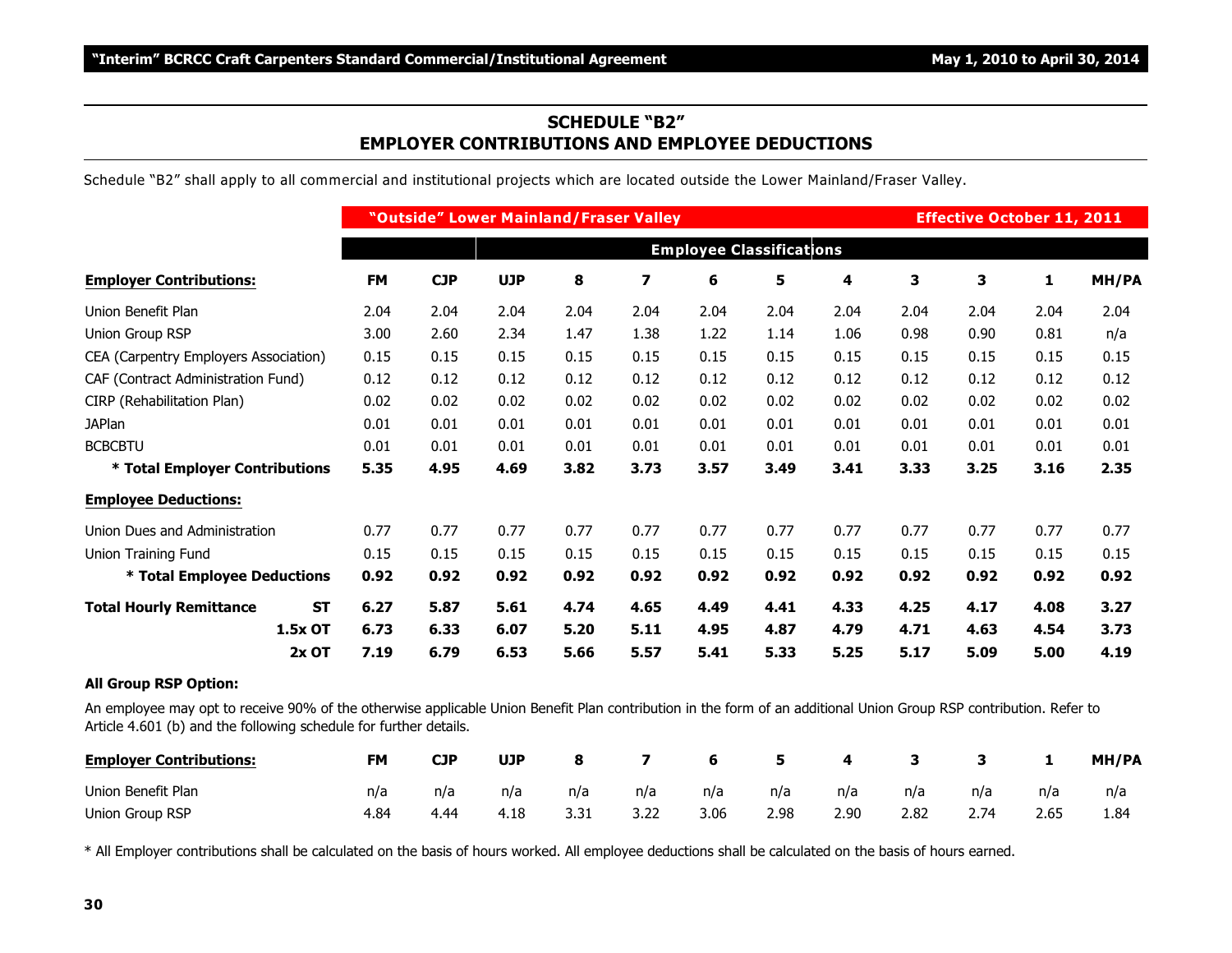## SCHEDULE "B2"
## EMPLOYER CONTRIBUTIONS AND EMPLOYEE DEDUCTIONS

Schedule "B2" shall apply to all commercial and institutional projects which are located outside the Lower Mainland/Fraser Valley.

| | | "Outside" Lower Mainland/Fraser Valley | | | | | | | | Effective October 11, 2011 | | | |
|---|---|---|---|---|---|---|---|---|---|---|---|---|---|
| | | | | Employee Classifications | | | | | | | | | |
| **Employer Contributions:** | | **FM** | **CJP** | **UJP** | **8** | **7** | **6** | **5** | **4** | **3** | **3** | **1** | **MH/PA** |
| Union Benefit Plan | | 2.04 | 2.04 | 2.04 | 2.04 | 2.04 | 2.04 | 2.04 | 2.04 | 2.04 | 2.04 | 2.04 | 2.04 |
| Union Group RSP | | 3.00 | 2.60 | 2.34 | 1.47 | 1.38 | 1.22 | 1.14 | 1.06 | 0.98 | 0.90 | 0.81 | n/a |
| CEA (Carpentry Employers Association) | | 0.15 | 0.15 | 0.15 | 0.15 | 0.15 | 0.15 | 0.15 | 0.15 | 0.15 | 0.15 | 0.15 | 0.15 |
| CAF (Contract Administration Fund) | | 0.12 | 0.12 | 0.12 | 0.12 | 0.12 | 0.12 | 0.12 | 0.12 | 0.12 | 0.12 | 0.12 | 0.12 |
| CIRP (Rehabilitation Plan) | | 0.02 | 0.02 | 0.02 | 0.02 | 0.02 | 0.02 | 0.02 | 0.02 | 0.02 | 0.02 | 0.02 | 0.02 |
| JAPlan | | 0.01 | 0.01 | 0.01 | 0.01 | 0.01 | 0.01 | 0.01 | 0.01 | 0.01 | 0.01 | 0.01 | 0.01 |
| BCBCBTU | | 0.01 | 0.01 | 0.01 | 0.01 | 0.01 | 0.01 | 0.01 | 0.01 | 0.01 | 0.01 | 0.01 | 0.01 |
| **\* Total Employer Contributions** | | **5.35** | **4.95** | **4.69** | **3.82** | **3.73** | **3.57** | **3.49** | **3.41** | **3.33** | **3.25** | **3.16** | **2.35** |
| **Employee Deductions:** | | | | | | | | | | | | | |
| Union Dues and Administration | | 0.77 | 0.77 | 0.77 | 0.77 | 0.77 | 0.77 | 0.77 | 0.77 | 0.77 | 0.77 | 0.77 | 0.77 |
| Union Training Fund | | 0.15 | 0.15 | 0.15 | 0.15 | 0.15 | 0.15 | 0.15 | 0.15 | 0.15 | 0.15 | 0.15 | 0.15 |
| **\* Total Employee Deductions** | | **0.92** | **0.92** | **0.92** | **0.92** | **0.92** | **0.92** | **0.92** | **0.92** | **0.92** | **0.92** | **0.92** | **0.92** |
| **Total Hourly Remittance** | **ST** | **6.27** | **5.87** | **5.61** | **4.74** | **4.65** | **4.49** | **4.41** | **4.33** | **4.25** | **4.17** | **4.08** | **3.27** |
| | **1.5x OT** | **6.73** | **6.33** | **6.07** | **5.20** | **5.11** | **4.95** | **4.87** | **4.79** | **4.71** | **4.63** | **4.54** | **3.73** |
| | **2x OT** | **7.19** | **6.79** | **6.53** | **5.66** | **5.57** | **5.41** | **5.33** | **5.25** | **5.17** | **5.09** | **5.00** | **4.19** |

**All Group RSP Option:**

An employee may opt to receive 90% of the otherwise applicable Union Benefit Plan contribution in the form of an additional Union Group RSP contribution. Refer to Article 4.601 (b) and the following schedule for further details.

| **Employer Contributions:** | **FM** | **CJP** | **UJP** | **8** | **7** | **6** | **5** | **4** | **3** | **3** | **1** | **MH/PA** |
|---|---|---|---|---|---|---|---|---|---|---|---|---|
| Union Benefit Plan | n/a | n/a | n/a | n/a | n/a | n/a | n/a | n/a | n/a | n/a | n/a | n/a |
| Union Group RSP | 4.84 | 4.44 | 4.18 | 3.31 | 3.22 | 3.06 | 2.98 | 2.90 | 2.82 | 2.74 | 2.65 | 1.84 |

\* All Employer contributions shall be calculated on the basis of hours worked. All employee deductions shall be calculated on the basis of hours earned.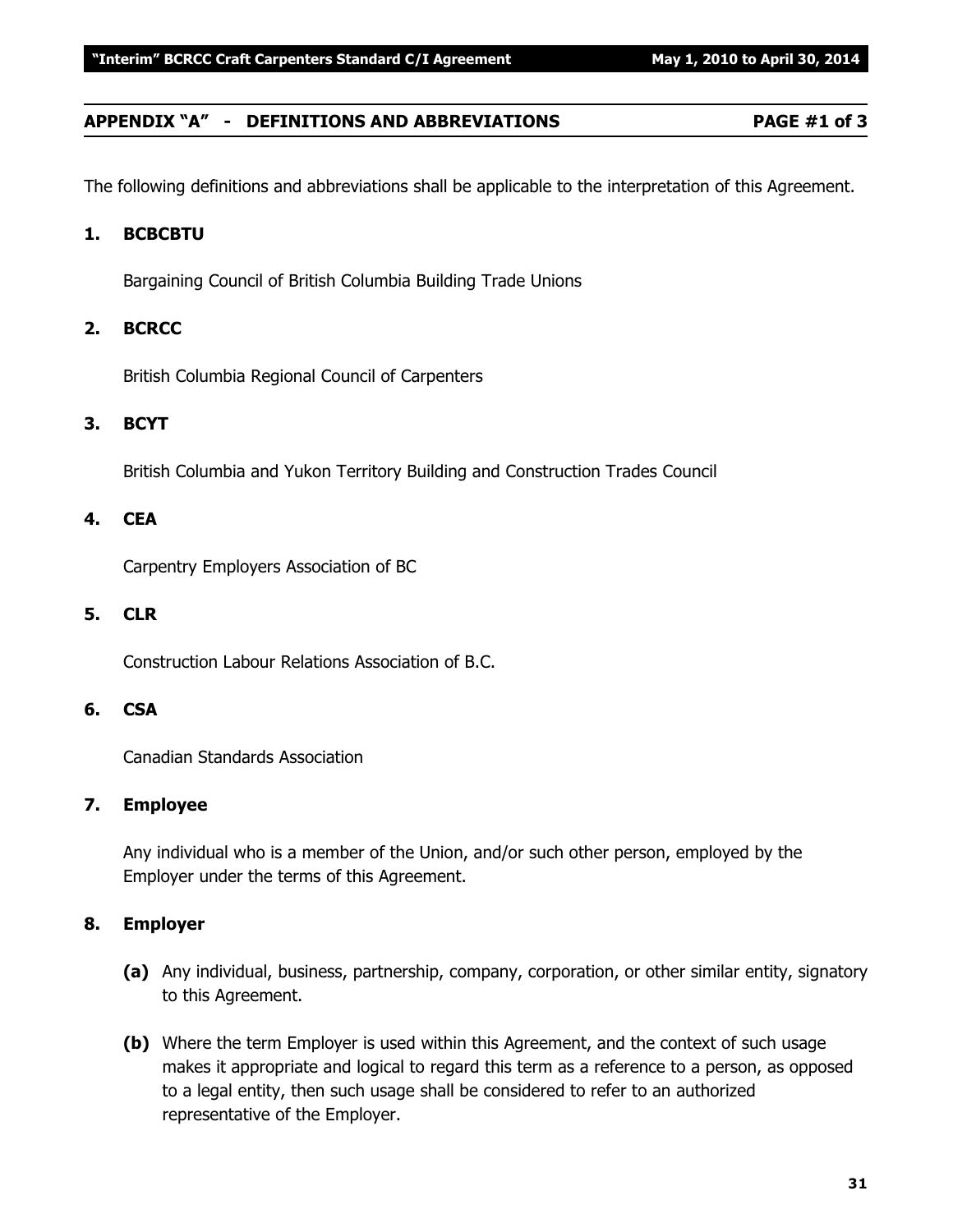## APPENDIX "A" - DEFINITIONS AND ABBREVIATIONS PAGE #1 of 3

The following definitions and abbreviations shall be applicable to the interpretation of this Agreement.

**1. BCBCBTU**

Bargaining Council of British Columbia Building Trade Unions

**2. BCRCC**

British Columbia Regional Council of Carpenters

**3. BCYT**

British Columbia and Yukon Territory Building and Construction Trades Council

**4. CEA**

Carpentry Employers Association of BC

**5. CLR**

Construction Labour Relations Association of B.C.

**6. CSA**

Canadian Standards Association

**7. Employee**

Any individual who is a member of the Union, and/or such other person, employed by the Employer under the terms of this Agreement.

**8. Employer**

**(a)** Any individual, business, partnership, company, corporation, or other similar entity, signatory to this Agreement.

**(b)** Where the term Employer is used within this Agreement, and the context of such usage makes it appropriate and logical to regard this term as a reference to a person, as opposed to a legal entity, then such usage shall be considered to refer to an authorized representative of the Employer.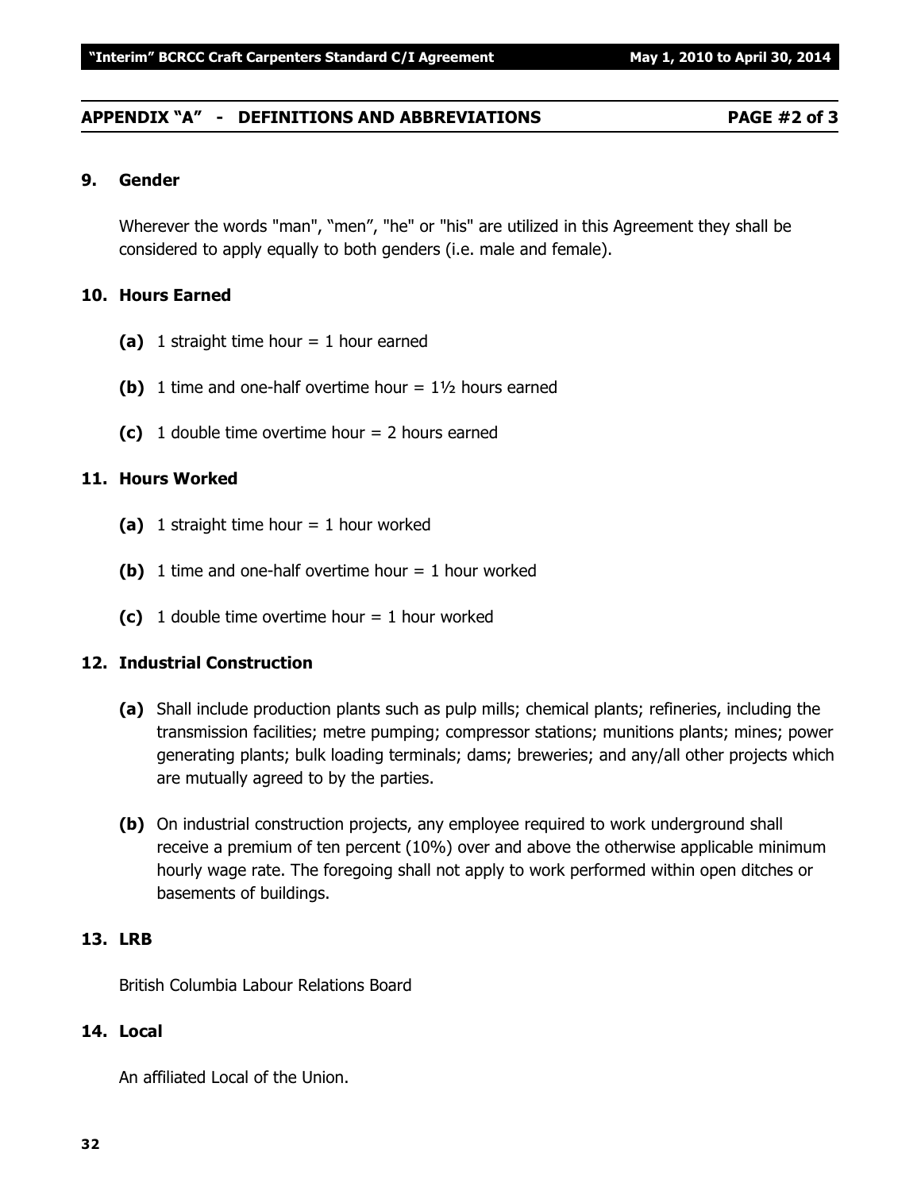## APPENDIX "A" - DEFINITIONS AND ABBREVIATIONS PAGE #2 of 3

### 9. Gender

Wherever the words "man", "men", "he" or "his" are utilized in this Agreement they shall be considered to apply equally to both genders (i.e. male and female).

### 10. Hours Earned

**(a)** 1 straight time hour = 1 hour earned

**(b)** 1 time and one-half overtime hour = 1½ hours earned

**(c)** 1 double time overtime hour = 2 hours earned

### 11. Hours Worked

**(a)** 1 straight time hour = 1 hour worked

**(b)** 1 time and one-half overtime hour = 1 hour worked

**(c)** 1 double time overtime hour = 1 hour worked

### 12. Industrial Construction

**(a)** Shall include production plants such as pulp mills; chemical plants; refineries, including the transmission facilities; metre pumping; compressor stations; munitions plants; mines; power generating plants; bulk loading terminals; dams; breweries; and any/all other projects which are mutually agreed to by the parties.

**(b)** On industrial construction projects, any employee required to work underground shall receive a premium of ten percent (10%) over and above the otherwise applicable minimum hourly wage rate. The foregoing shall not apply to work performed within open ditches or basements of buildings.

### 13. LRB

British Columbia Labour Relations Board

### 14. Local

An affiliated Local of the Union.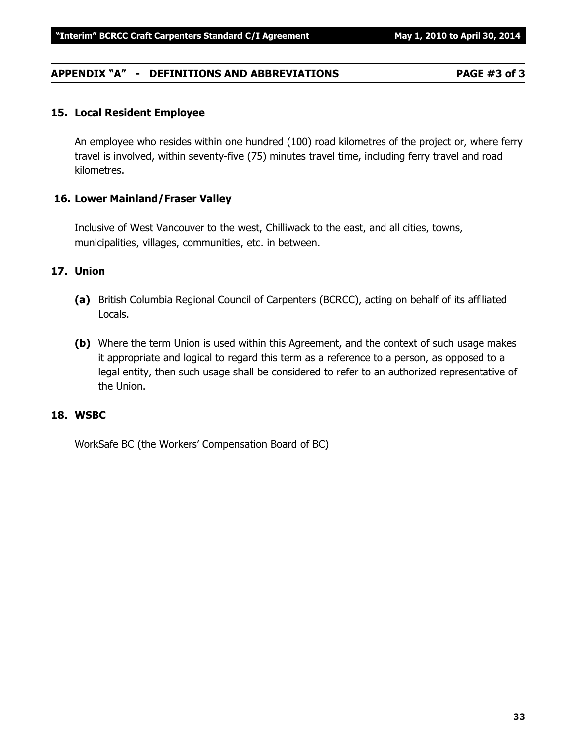## APPENDIX "A" - DEFINITIONS AND ABBREVIATIONS PAGE #3 of 3

### 15. Local Resident Employee

An employee who resides within one hundred (100) road kilometres of the project or, where ferry travel is involved, within seventy-five (75) minutes travel time, including ferry travel and road kilometres.

### 16. Lower Mainland/Fraser Valley

Inclusive of West Vancouver to the west, Chilliwack to the east, and all cities, towns, municipalities, villages, communities, etc. in between.

### 17. Union

**(a)** British Columbia Regional Council of Carpenters (BCRCC), acting on behalf of its affiliated Locals.

**(b)** Where the term Union is used within this Agreement, and the context of such usage makes it appropriate and logical to regard this term as a reference to a person, as opposed to a legal entity, then such usage shall be considered to refer to an authorized representative of the Union.

### 18. WSBC

WorkSafe BC (the Workers' Compensation Board of BC)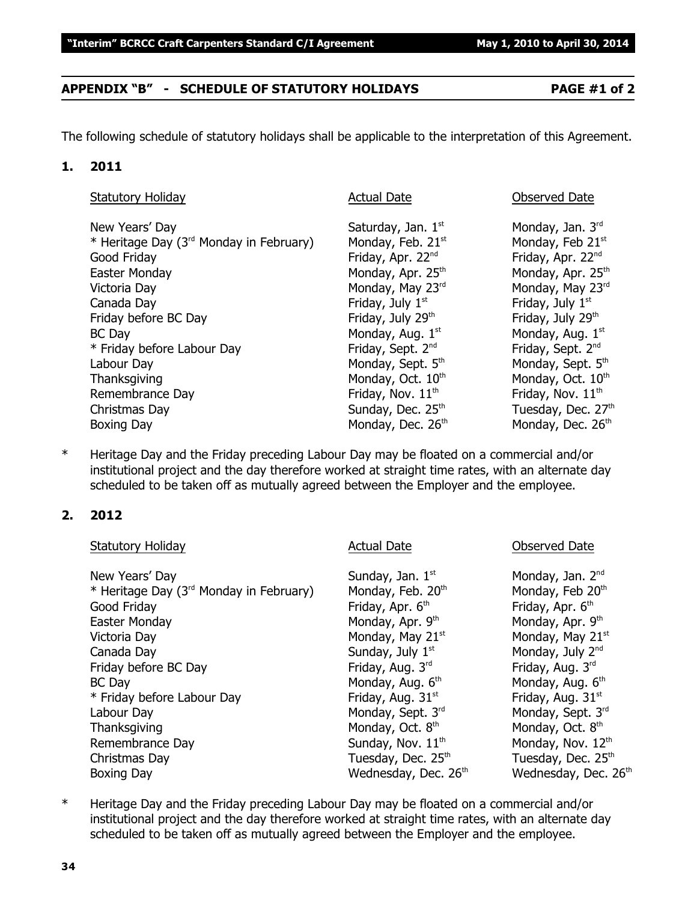## APPENDIX "B" - SCHEDULE OF STATUTORY HOLIDAYS PAGE #1 of 2

The following schedule of statutory holidays shall be applicable to the interpretation of this Agreement.

### 1. 2011

| Statutory Holiday | Actual Date | Observed Date |
|---|---|---|
| New Years' Day | Saturday, Jan. 1st | Monday, Jan. 3rd |
| * Heritage Day (3rd Monday in February) | Monday, Feb. 21st | Monday, Feb 21st |
| Good Friday | Friday, Apr. 22nd | Friday, Apr. 22nd |
| Easter Monday | Monday, Apr. 25th | Monday, Apr. 25th |
| Victoria Day | Monday, May 23rd | Monday, May 23rd |
| Canada Day | Friday, July 1st | Friday, July 1st |
| Friday before BC Day | Friday, July 29th | Friday, July 29th |
| BC Day | Monday, Aug. 1st | Monday, Aug. 1st |
| * Friday before Labour Day | Friday, Sept. 2nd | Friday, Sept. 2nd |
| Labour Day | Monday, Sept. 5th | Monday, Sept. 5th |
| Thanksgiving | Monday, Oct. 10th | Monday, Oct. 10th |
| Remembrance Day | Friday, Nov. 11th | Friday, Nov. 11th |
| Christmas Day | Sunday, Dec. 25th | Tuesday, Dec. 27th |
| Boxing Day | Monday, Dec. 26th | Monday, Dec. 26th |

\* Heritage Day and the Friday preceding Labour Day may be floated on a commercial and/or institutional project and the day therefore worked at straight time rates, with an alternate day scheduled to be taken off as mutually agreed between the Employer and the employee.

### 2. 2012

| Statutory Holiday | Actual Date | Observed Date |
|---|---|---|
| New Years' Day | Sunday, Jan. 1st | Monday, Jan. 2nd |
| * Heritage Day (3rd Monday in February) | Monday, Feb. 20th | Monday, Feb 20th |
| Good Friday | Friday, Apr. 6th | Friday, Apr. 6th |
| Easter Monday | Monday, Apr. 9th | Monday, Apr. 9th |
| Victoria Day | Monday, May 21st | Monday, May 21st |
| Canada Day | Sunday, July 1st | Monday, July 2nd |
| Friday before BC Day | Friday, Aug. 3rd | Friday, Aug. 3rd |
| BC Day | Monday, Aug. 6th | Monday, Aug. 6th |
| * Friday before Labour Day | Friday, Aug. 31st | Friday, Aug. 31st |
| Labour Day | Monday, Sept. 3rd | Monday, Sept. 3rd |
| Thanksgiving | Monday, Oct. 8th | Monday, Oct. 8th |
| Remembrance Day | Sunday, Nov. 11th | Monday, Nov. 12th |
| Christmas Day | Tuesday, Dec. 25th | Tuesday, Dec. 25th |
| Boxing Day | Wednesday, Dec. 26th | Wednesday, Dec. 26th |

\* Heritage Day and the Friday preceding Labour Day may be floated on a commercial and/or institutional project and the day therefore worked at straight time rates, with an alternate day scheduled to be taken off as mutually agreed between the Employer and the employee.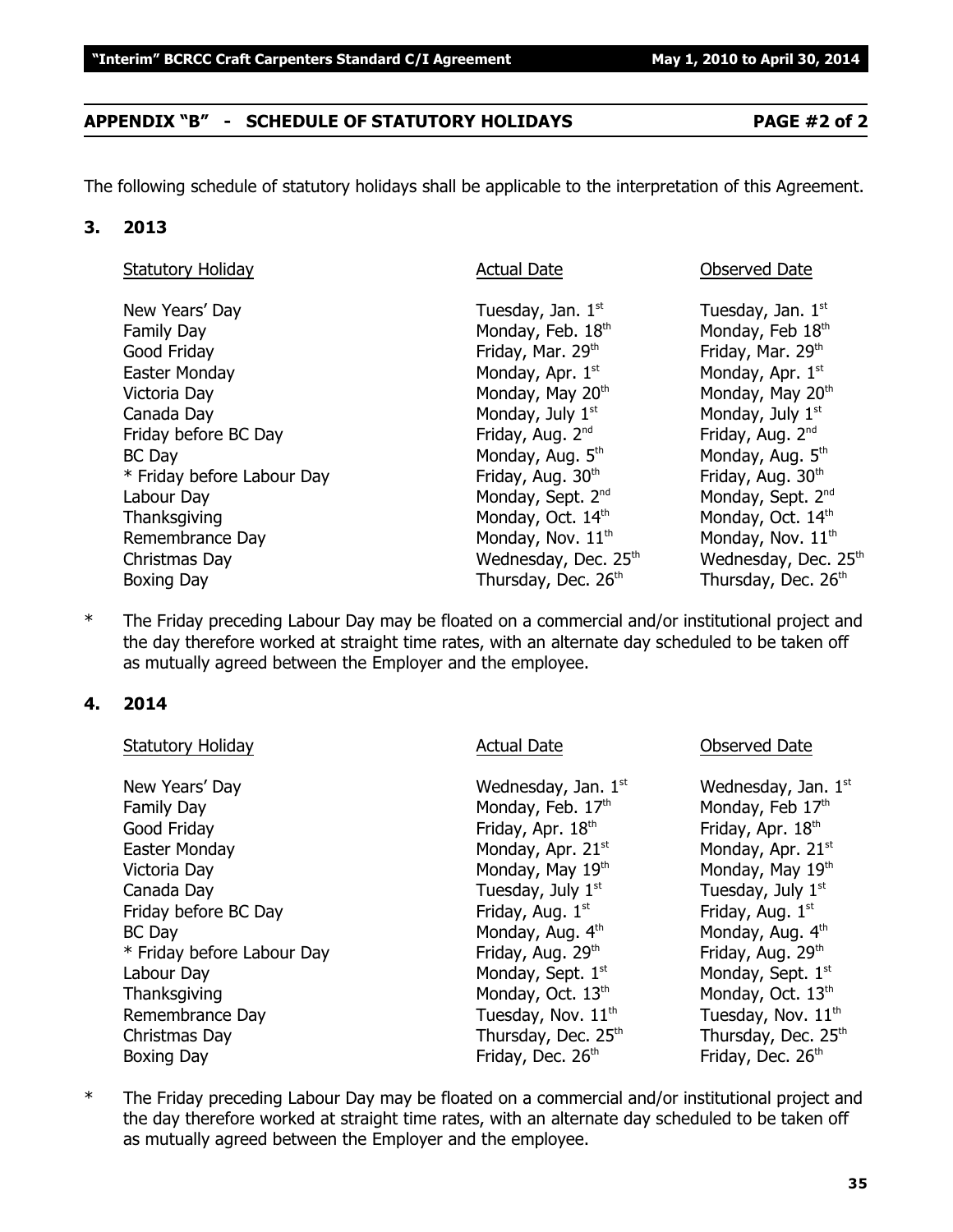## APPENDIX "B" - SCHEDULE OF STATUTORY HOLIDAYS PAGE #2 of 2

The following schedule of statutory holidays shall be applicable to the interpretation of this Agreement.

### 3. 2013

| Statutory Holiday | Actual Date | Observed Date |
|---|---|---|
| New Years' Day | Tuesday, Jan. 1st | Tuesday, Jan. 1st |
| Family Day | Monday, Feb. 18th | Monday, Feb 18th |
| Good Friday | Friday, Mar. 29th | Friday, Mar. 29th |
| Easter Monday | Monday, Apr. 1st | Monday, Apr. 1st |
| Victoria Day | Monday, May 20th | Monday, May 20th |
| Canada Day | Monday, July 1st | Monday, July 1st |
| Friday before BC Day | Friday, Aug. 2nd | Friday, Aug. 2nd |
| BC Day | Monday, Aug. 5th | Monday, Aug. 5th |
| * Friday before Labour Day | Friday, Aug. 30th | Friday, Aug. 30th |
| Labour Day | Monday, Sept. 2nd | Monday, Sept. 2nd |
| Thanksgiving | Monday, Oct. 14th | Monday, Oct. 14th |
| Remembrance Day | Monday, Nov. 11th | Monday, Nov. 11th |
| Christmas Day | Wednesday, Dec. 25th | Wednesday, Dec. 25th |
| Boxing Day | Thursday, Dec. 26th | Thursday, Dec. 26th |

\* The Friday preceding Labour Day may be floated on a commercial and/or institutional project and the day therefore worked at straight time rates, with an alternate day scheduled to be taken off as mutually agreed between the Employer and the employee.

### 4. 2014

| Statutory Holiday | Actual Date | Observed Date |
|---|---|---|
| New Years' Day | Wednesday, Jan. 1st | Wednesday, Jan. 1st |
| Family Day | Monday, Feb. 17th | Monday, Feb 17th |
| Good Friday | Friday, Apr. 18th | Friday, Apr. 18th |
| Easter Monday | Monday, Apr. 21st | Monday, Apr. 21st |
| Victoria Day | Monday, May 19th | Monday, May 19th |
| Canada Day | Tuesday, July 1st | Tuesday, July 1st |
| Friday before BC Day | Friday, Aug. 1st | Friday, Aug. 1st |
| BC Day | Monday, Aug. 4th | Monday, Aug. 4th |
| * Friday before Labour Day | Friday, Aug. 29th | Friday, Aug. 29th |
| Labour Day | Monday, Sept. 1st | Monday, Sept. 1st |
| Thanksgiving | Monday, Oct. 13th | Monday, Oct. 13th |
| Remembrance Day | Tuesday, Nov. 11th | Tuesday, Nov. 11th |
| Christmas Day | Thursday, Dec. 25th | Thursday, Dec. 25th |
| Boxing Day | Friday, Dec. 26th | Friday, Dec. 26th |

\* The Friday preceding Labour Day may be floated on a commercial and/or institutional project and the day therefore worked at straight time rates, with an alternate day scheduled to be taken off as mutually agreed between the Employer and the employee.